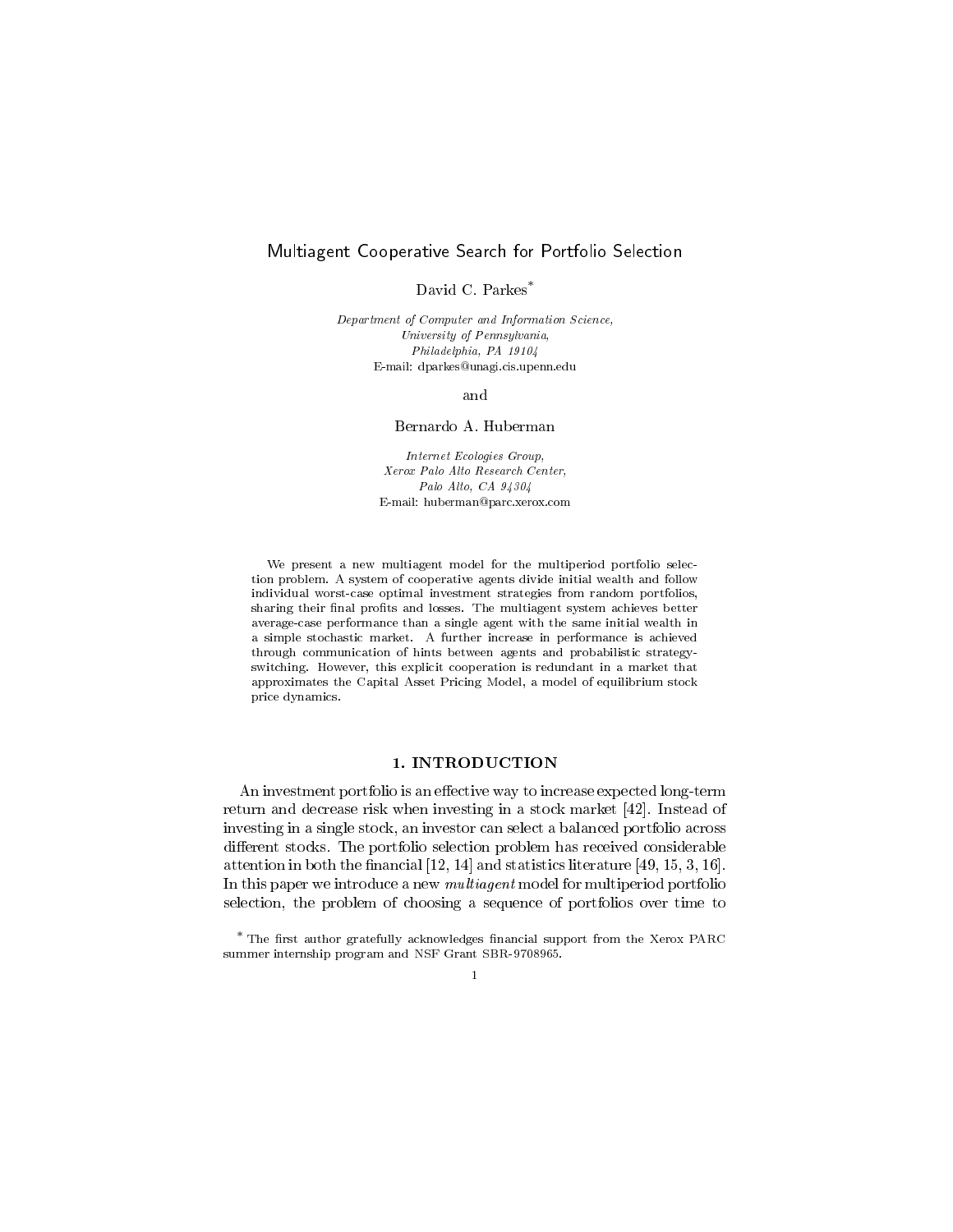# Multiagent Cooperative Search for Portfolio Selection

David C. Parkes*

*Department of Computer and Information Science,*
*University of Pennsylvania,*
*Philadelphia, PA 19104*
E-mail: dparkes@unagi.cis.upenn.edu

and

Bernardo A. Huberman

*Internet Ecologies Group,*
*Xerox Palo Alto Research Center,*
*Palo Alto, CA 94304*
E-mail: huberman@parc.xerox.com

We present a new multiagent model for the multiperiod portfolio selection problem. A system of cooperative agents divide initial wealth and follow individual worst-case optimal investment strategies from random portfolios, sharing their final profits and losses. The multiagent system achieves better average-case performance than a single agent with the same initial wealth in a simple stochastic market. A further increase in performance is achieved through communication of hints between agents and probabilistic strategy-switching. However, this explicit cooperation is redundant in a market that approximates the Capital Asset Pricing Model, a model of equilibrium stock price dynamics.

## 1. INTRODUCTION

An investment portfolio is an effective way to increase expected long-term return and decrease risk when investing in a stock market [42]. Instead of investing in a single stock, an investor can select a balanced portfolio across different stocks. The portfolio selection problem has received considerable attention in both the financial [12, 14] and statistics literature [49, 15, 3, 16]. In this paper we introduce a new *multiagent* model for multiperiod portfolio selection, the problem of choosing a sequence of portfolios over time to

* The first author gratefully acknowledges financial support from the Xerox PARC summer internship program and NSF Grant SBR-9708965.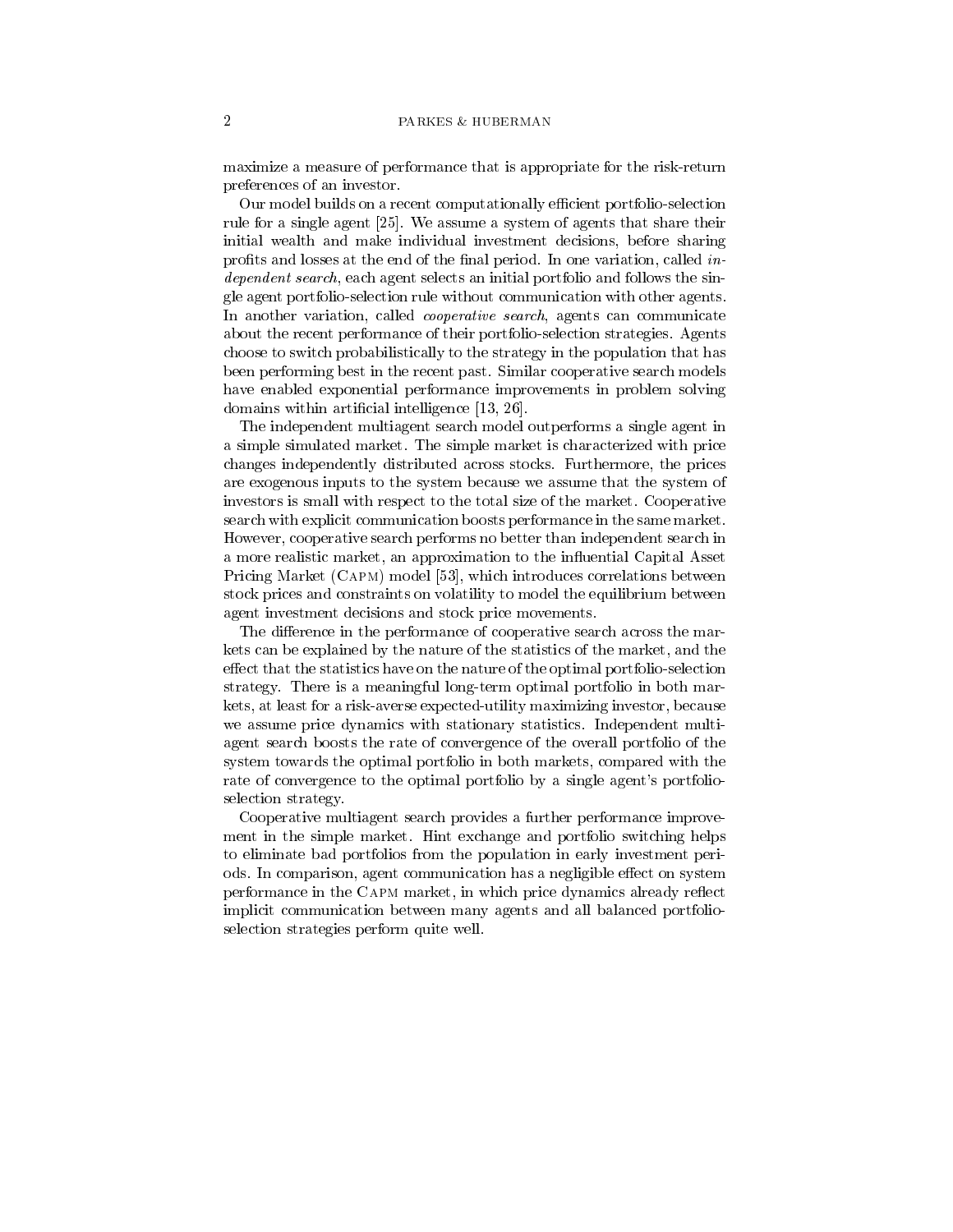maximize a measure of performance that is appropriate for the risk-return preferences of an investor.

Our model builds on a recent computationally efficient portfolio-selection rule for a single agent [25]. We assume a system of agents that share their initial wealth and make individual investment decisions, before sharing profits and losses at the end of the final period. In one variation, called *independent search*, each agent selects an initial portfolio and follows the single agent portfolio-selection rule without communication with other agents. In another variation, called *cooperative search*, agents can communicate about the recent performance of their portfolio-selection strategies. Agents choose to switch probabilistically to the strategy in the population that has been performing best in the recent past. Similar cooperative search models have enabled exponential performance improvements in problem solving domains within artificial intelligence [13, 26].

The independent multiagent search model outperforms a single agent in a simple simulated market. The simple market is characterized with price changes independently distributed across stocks. Furthermore, the prices are exogenous inputs to the system because we assume that the system of investors is small with respect to the total size of the market. Cooperative search with explicit communication boosts performance in the same market. However, cooperative search performs no better than independent search in a more realistic market, an approximation to the influential Capital Asset Pricing Market (Capm) model [53], which introduces correlations between stock prices and constraints on volatility to model the equilibrium between agent investment decisions and stock price movements.

The difference in the performance of cooperative search across the markets can be explained by the nature of the statistics of the market, and the effect that the statistics have on the nature of the optimal portfolio-selection strategy. There is a meaningful long-term optimal portfolio in both markets, at least for a risk-averse expected-utility maximizing investor, because we assume price dynamics with stationary statistics. Independent multiagent search boosts the rate of convergence of the overall portfolio of the system towards the optimal portfolio in both markets, compared with the rate of convergence to the optimal portfolio by a single agent's portfolio-selection strategy.

Cooperative multiagent search provides a further performance improvement in the simple market. Hint exchange and portfolio switching helps to eliminate bad portfolios from the population in early investment periods. In comparison, agent communication has a negligible effect on system performance in the Capm market, in which price dynamics already reflect implicit communication between many agents and all balanced portfolio-selection strategies perform quite well.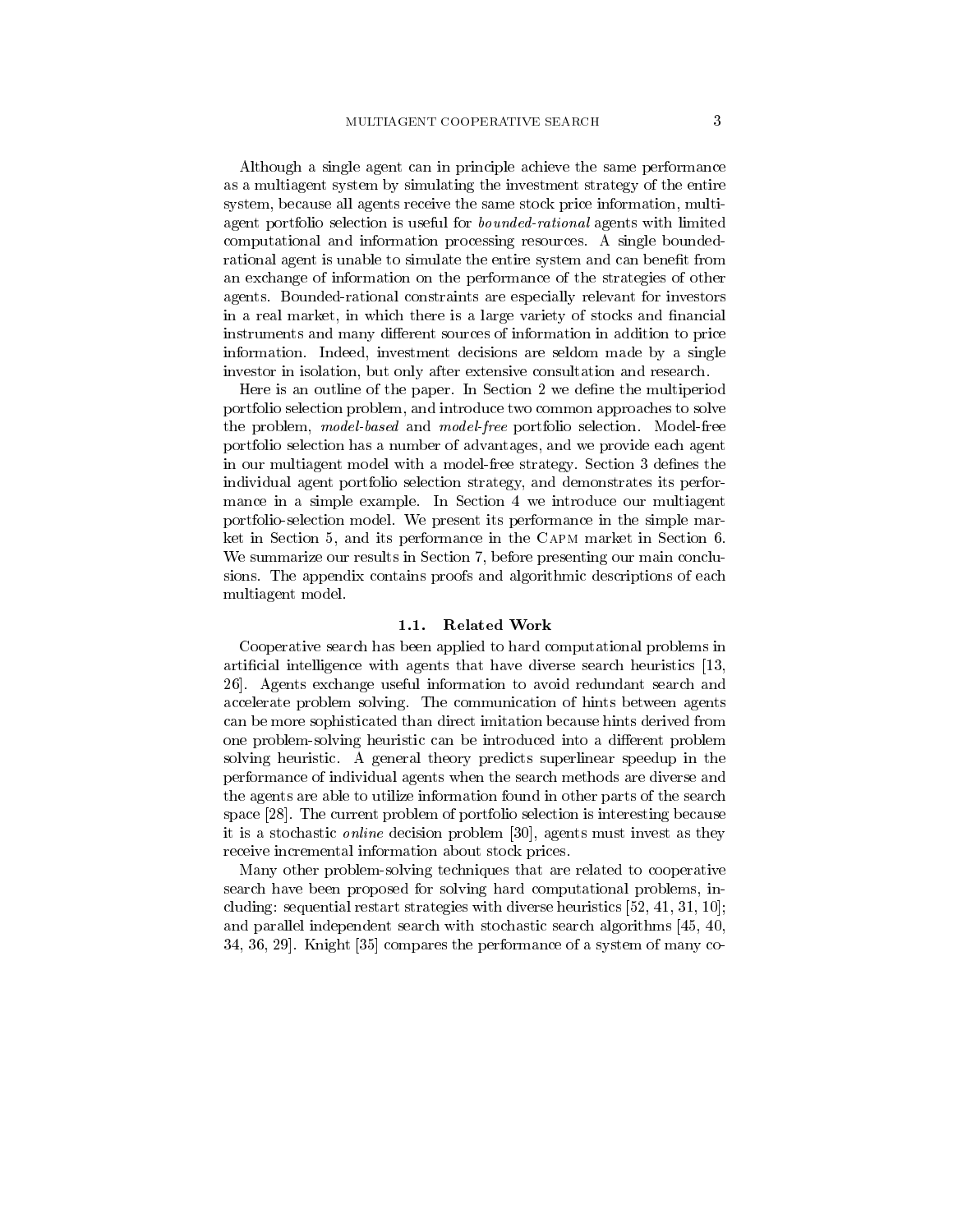Although a single agent can in principle achieve the same performance as a multiagent system by simulating the investment strategy of the entire system, because all agents receive the same stock price information, multiagent portfolio selection is useful for *bounded-rational* agents with limited computational and information processing resources. A single bounded-rational agent is unable to simulate the entire system and can benefit from an exchange of information on the performance of the strategies of other agents. Bounded-rational constraints are especially relevant for investors in a real market, in which there is a large variety of stocks and financial instruments and many different sources of information in addition to price information. Indeed, investment decisions are seldom made by a single investor in isolation, but only after extensive consultation and research.

Here is an outline of the paper. In Section 2 we define the multiperiod portfolio selection problem, and introduce two common approaches to solve the problem, *model-based* and *model-free* portfolio selection. Model-free portfolio selection has a number of advantages, and we provide each agent in our multiagent model with a model-free strategy. Section 3 defines the individual agent portfolio selection strategy, and demonstrates its performance in a simple example. In Section 4 we introduce our multiagent portfolio-selection model. We present its performance in the simple market in Section 5, and its performance in the CAPM market in Section 6. We summarize our results in Section 7, before presenting our main conclusions. The appendix contains proofs and algorithmic descriptions of each multiagent model.

### 1.1. Related Work

Cooperative search has been applied to hard computational problems in artificial intelligence with agents that have diverse search heuristics [13, 26]. Agents exchange useful information to avoid redundant search and accelerate problem solving. The communication of hints between agents can be more sophisticated than direct imitation because hints derived from one problem-solving heuristic can be introduced into a different problem solving heuristic. A general theory predicts superlinear speedup in the performance of individual agents when the search methods are diverse and the agents are able to utilize information found in other parts of the search space [28]. The current problem of portfolio selection is interesting because it is a stochastic *online* decision problem [30], agents must invest as they receive incremental information about stock prices.

Many other problem-solving techniques that are related to cooperative search have been proposed for solving hard computational problems, including: sequential restart strategies with diverse heuristics [52, 41, 31, 10]; and parallel independent search with stochastic search algorithms [45, 40, 34, 36, 29]. Knight [35] compares the performance of a system of many co-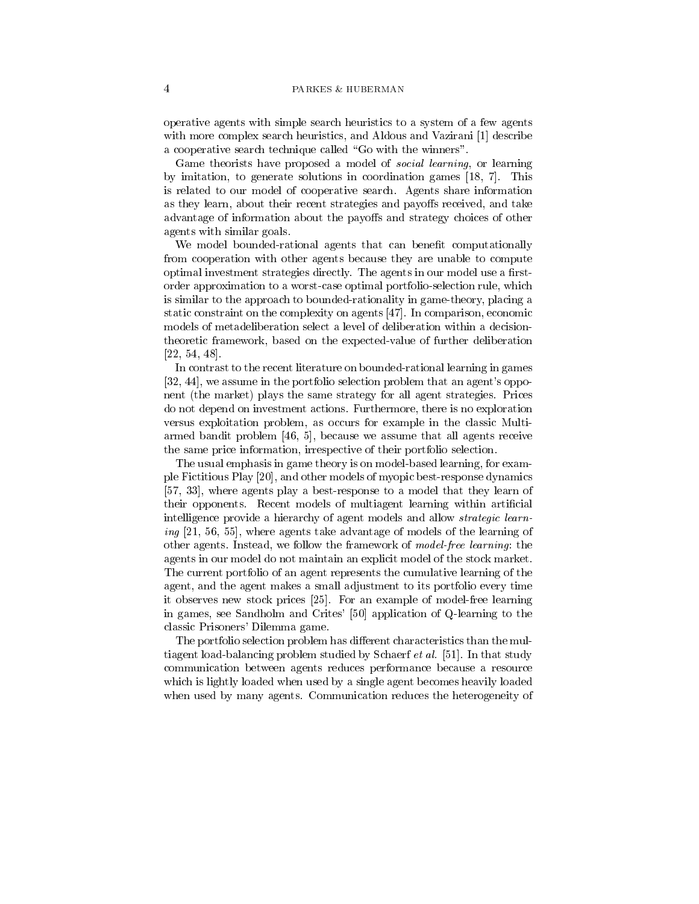operative agents with simple search heuristics to a system of a few agents with more complex search heuristics, and Aldous and Vazirani [1] describe a cooperative search technique called "Go with the winners".

Game theorists have proposed a model of *social learning*, or learning by imitation, to generate solutions in coordination games [18, 7]. This is related to our model of cooperative search. Agents share information as they learn, about their recent strategies and payoffs received, and take advantage of information about the payoffs and strategy choices of other agents with similar goals.

We model bounded-rational agents that can benefit computationally from cooperation with other agents because they are unable to compute optimal investment strategies directly. The agents in our model use a first-order approximation to a worst-case optimal portfolio-selection rule, which is similar to the approach to bounded-rationality in game-theory, placing a static constraint on the complexity on agents [47]. In comparison, economic models of metadeliberation select a level of deliberation within a decision-theoretic framework, based on the expected-value of further deliberation [22, 54, 48].

In contrast to the recent literature on bounded-rational learning in games [32, 44], we assume in the portfolio selection problem that an agent's opponent (the market) plays the same strategy for all agent strategies. Prices do not depend on investment actions. Furthermore, there is no exploration versus exploitation problem, as occurs for example in the classic Multi-armed bandit problem [46, 5], because we assume that all agents receive the same price information, irrespective of their portfolio selection.

The usual emphasis in game theory is on model-based learning, for example Fictitious Play [20], and other models of myopic best-response dynamics [57, 33], where agents play a best-response to a model that they learn of their opponents. Recent models of multiagent learning within artificial intelligence provide a hierarchy of agent models and allow *strategic learning* [21, 56, 55], where agents take advantage of models of the learning of other agents. Instead, we follow the framework of *model-free learning*: the agents in our model do not maintain an explicit model of the stock market. The current portfolio of an agent represents the cumulative learning of the agent, and the agent makes a small adjustment to its portfolio every time it observes new stock prices [25]. For an example of model-free learning in games, see Sandholm and Crites' [50] application of Q-learning to the classic Prisoners' Dilemma game.

The portfolio selection problem has different characteristics than the multiagent load-balancing problem studied by Schaerf *et al.* [51]. In that study communication between agents reduces performance because a resource which is lightly loaded when used by a single agent becomes heavily loaded when used by many agents. Communication reduces the heterogeneity of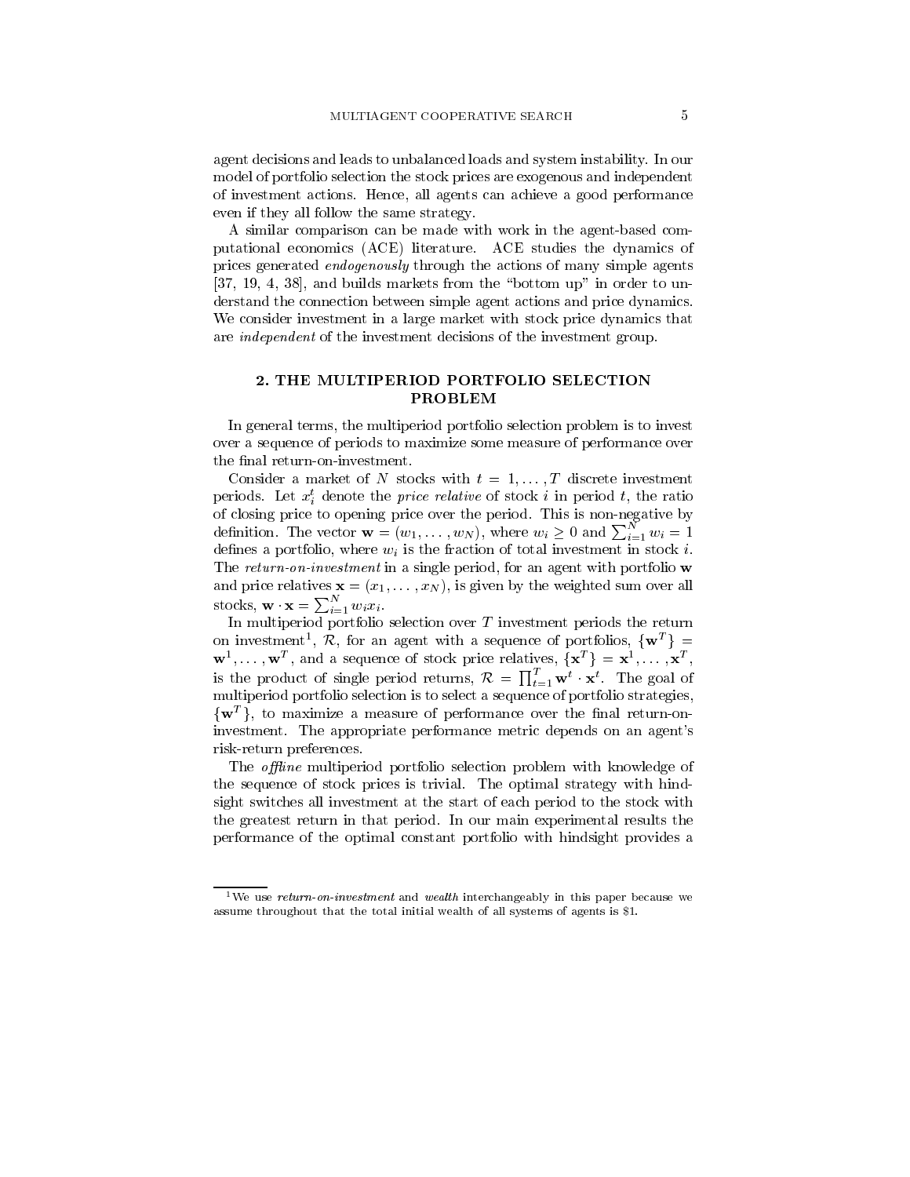agent decisions and leads to unbalanced loads and system instability. In our model of portfolio selection the stock prices are exogenous and independent of investment actions. Hence, all agents can achieve a good performance even if they all follow the same strategy.

A similar comparison can be made with work in the agent-based computational economics (ACE) literature. ACE studies the dynamics of prices generated *endogenously* through the actions of many simple agents [37, 19, 4, 38], and builds markets from the "bottom up" in order to understand the connection between simple agent actions and price dynamics. We consider investment in a large market with stock price dynamics that are *independent* of the investment decisions of the investment group.

## 2. THE MULTIPERIOD PORTFOLIO SELECTION PROBLEM

In general terms, the multiperiod portfolio selection problem is to invest over a sequence of periods to maximize some measure of performance over the final return-on-investment.

Consider a market of $N$ stocks with $t = 1, \ldots, T$ discrete investment periods. Let $x_i^t$ denote the *price relative* of stock $i$ in period $t$, the ratio of closing price to opening price over the period. This is non-negative by definition. The vector $\mathbf{w} = (w_1, \ldots, w_N)$, where $w_i \geq 0$ and $\sum_{i=1}^{N} w_i = 1$ defines a portfolio, where $w_i$ is the fraction of total investment in stock $i$. The *return-on-investment* in a single period, for an agent with portfolio $\mathbf{w}$ and price relatives $\mathbf{x} = (x_1, \ldots, x_N)$, is given by the weighted sum over all stocks, $\mathbf{w} \cdot \mathbf{x} = \sum_{i=1}^{N} w_i x_i$.

In multiperiod portfolio selection over $T$ investment periods the return on investment[1], $\mathcal{R}$, for an agent with a sequence of portfolios, $\{\mathbf{w}^T\} = \mathbf{w}^1, \ldots, \mathbf{w}^T$, and a sequence of stock price relatives, $\{\mathbf{x}^T\} = \mathbf{x}^1, \ldots, \mathbf{x}^T$, is the product of single period returns, $\mathcal{R} = \prod_{t=1}^{T} \mathbf{w}^t \cdot \mathbf{x}^t$. The goal of multiperiod portfolio selection is to select a sequence of portfolio strategies, $\{\mathbf{w}^T\}$, to maximize a measure of performance over the final return-on-investment. The appropriate performance metric depends on an agent's risk-return preferences.

The *offline* multiperiod portfolio selection problem with knowledge of the sequence of stock prices is trivial. The optimal strategy with hindsight switches all investment at the start of each period to the stock with the greatest return in that period. In our main experimental results the performance of the optimal constant portfolio with hindsight provides a

[1] We use *return-on-investment* and *wealth* interchangeably in this paper because we assume throughout that the total initial wealth of all systems of agents is \$1.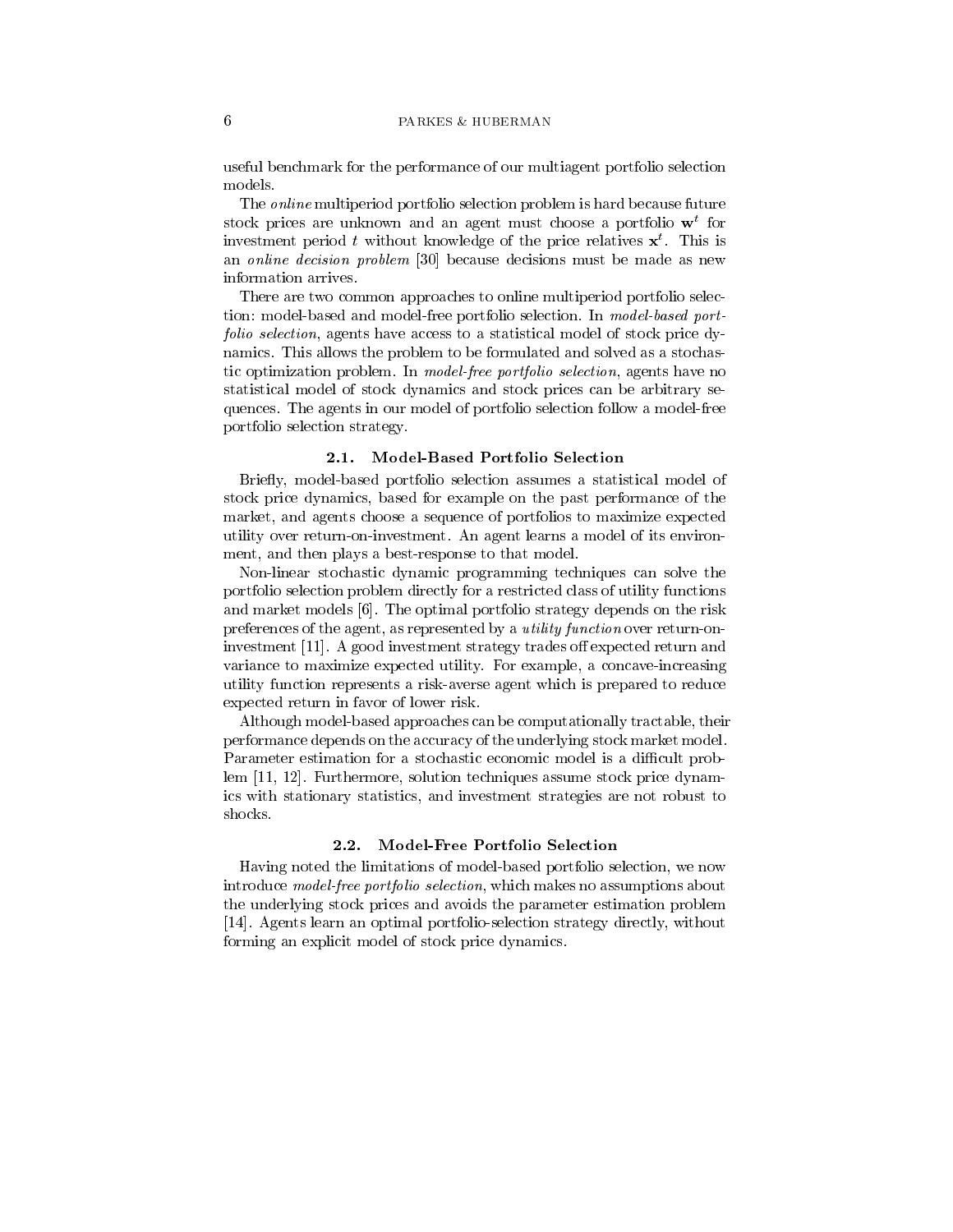useful benchmark for the performance of our multiagent portfolio selection models.

The *online* multiperiod portfolio selection problem is hard because future stock prices are unknown and an agent must choose a portfolio $\mathbf{w}^t$ for investment period $t$ without knowledge of the price relatives $\mathbf{x}^t$. This is an *online decision problem* [30] because decisions must be made as new information arrives.

There are two common approaches to online multiperiod portfolio selection: model-based and model-free portfolio selection. In *model-based portfolio selection*, agents have access to a statistical model of stock price dynamics. This allows the problem to be formulated and solved as a stochastic optimization problem. In *model-free portfolio selection*, agents have no statistical model of stock dynamics and stock prices can be arbitrary sequences. The agents in our model of portfolio selection follow a model-free portfolio selection strategy.

### 2.1. Model-Based Portfolio Selection

Briefly, model-based portfolio selection assumes a statistical model of stock price dynamics, based for example on the past performance of the market, and agents choose a sequence of portfolios to maximize expected utility over return-on-investment. An agent learns a model of its environment, and then plays a best-response to that model.

Non-linear stochastic dynamic programming techniques can solve the portfolio selection problem directly for a restricted class of utility functions and market models [6]. The optimal portfolio strategy depends on the risk preferences of the agent, as represented by a *utility function* over return-on-investment [11]. A good investment strategy trades off expected return and variance to maximize expected utility. For example, a concave-increasing utility function represents a risk-averse agent which is prepared to reduce expected return in favor of lower risk.

Although model-based approaches can be computationally tractable, their performance depends on the accuracy of the underlying stock market model. Parameter estimation for a stochastic economic model is a difficult problem [11, 12]. Furthermore, solution techniques assume stock price dynamics with stationary statistics, and investment strategies are not robust to shocks.

### 2.2. Model-Free Portfolio Selection

Having noted the limitations of model-based portfolio selection, we now introduce *model-free portfolio selection*, which makes no assumptions about the underlying stock prices and avoids the parameter estimation problem [14]. Agents learn an optimal portfolio-selection strategy directly, without forming an explicit model of stock price dynamics.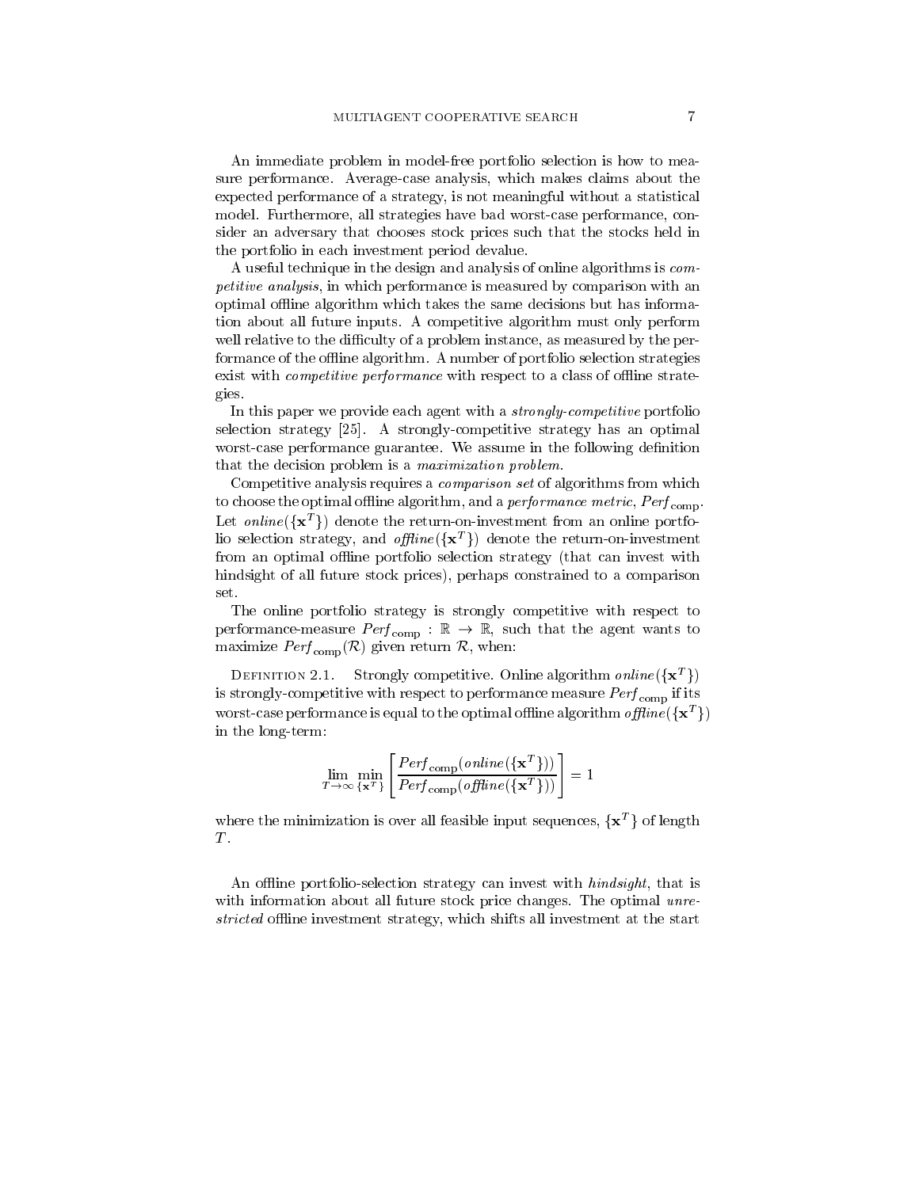An immediate problem in model-free portfolio selection is how to measure performance. Average-case analysis, which makes claims about the expected performance of a strategy, is not meaningful without a statistical model. Furthermore, all strategies have bad worst-case performance, consider an adversary that chooses stock prices such that the stocks held in the portfolio in each investment period devalue.

A useful technique in the design and analysis of online algorithms is *competitive analysis*, in which performance is measured by comparison with an optimal offline algorithm which takes the same decisions but has information about all future inputs. A competitive algorithm must only perform well relative to the difficulty of a problem instance, as measured by the performance of the offline algorithm. A number of portfolio selection strategies exist with *competitive performance* with respect to a class of offline strategies.

In this paper we provide each agent with a *strongly-competitive* portfolio selection strategy [25]. A strongly-competitive strategy has an optimal worst-case performance guarantee. We assume in the following definition that the decision problem is a *maximization problem*.

Competitive analysis requires a *comparison set* of algorithms from which to choose the optimal offline algorithm, and a *performance metric*, $Perf_{\text{comp}}$. Let $online(\{\mathbf{x}^T\})$ denote the return-on-investment from an online portfolio selection strategy, and $offline(\{\mathbf{x}^T\})$ denote the return-on-investment from an optimal offline portfolio selection strategy (that can invest with hindsight of all future stock prices), perhaps constrained to a comparison set.

The online portfolio strategy is strongly competitive with respect to performance-measure $Perf_{\text{comp}} : \mathbb{R} \rightarrow \mathbb{R}$, such that the agent wants to maximize $Perf_{\text{comp}}(\mathcal{R})$ given return $\mathcal{R}$, when:

DEFINITION 2.1. Strongly competitive. Online algorithm $online(\{\mathbf{x}^T\})$ is strongly-competitive with respect to performance measure $Perf_{\text{comp}}$ if its worst-case performance is equal to the optimal offline algorithm $offline(\{\mathbf{x}^T\})$ in the long-term:

$$\lim_{T \rightarrow \infty} \min_{\{\mathbf{x}^T\}} \left[ \frac{Perf_{\text{comp}}(online(\{\mathbf{x}^T\}))}{Perf_{\text{comp}}(offline(\{\mathbf{x}^T\}))} \right] = 1$$

where the minimization is over all feasible input sequences, $\{\mathbf{x}^T\}$ of length $T$.

An offline portfolio-selection strategy can invest with *hindsight*, that is with information about all future stock price changes. The optimal *unrestricted* offline investment strategy, which shifts all investment at the start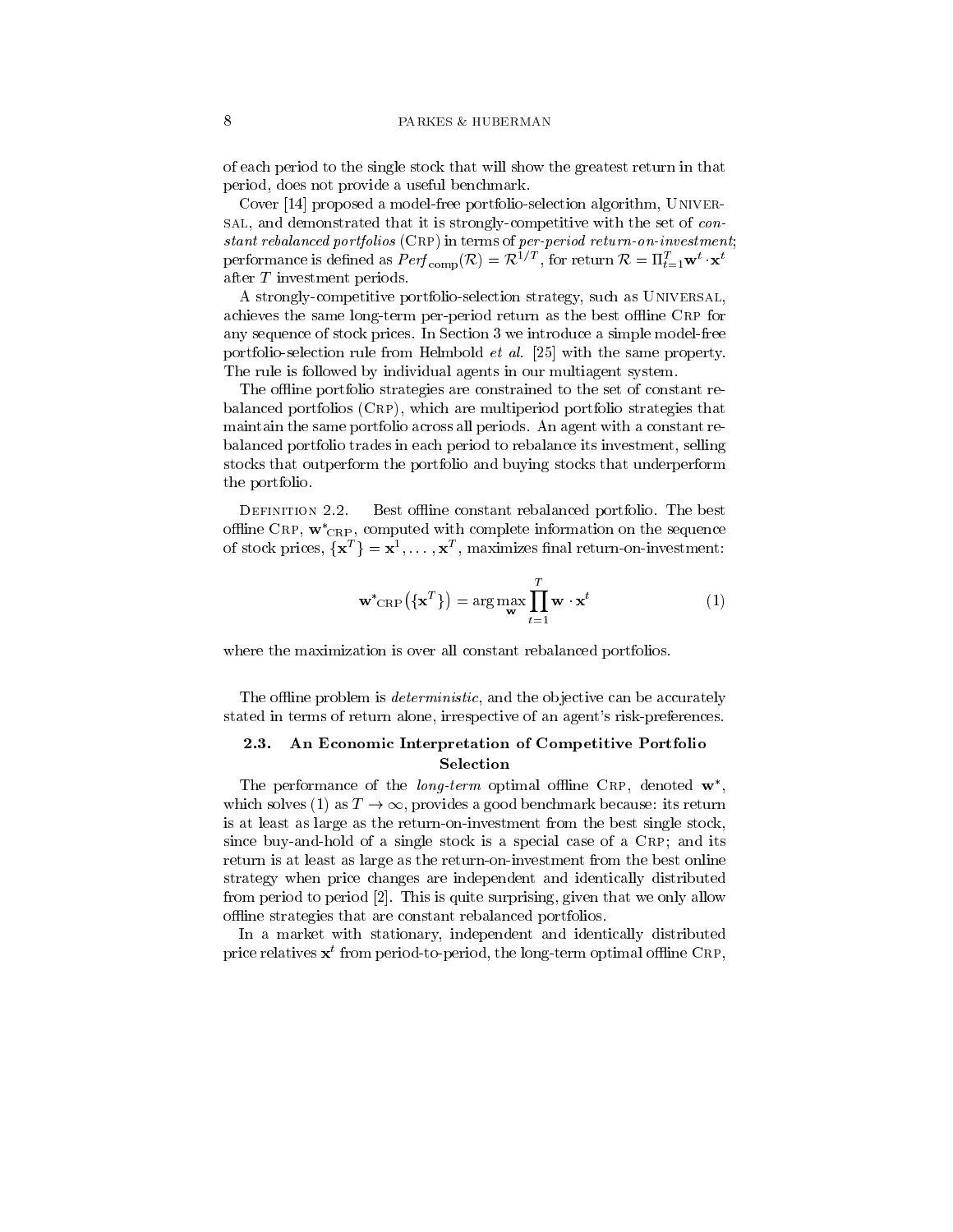of each period to the single stock that will show the greatest return in that period, does not provide a useful benchmark.

Cover [14] proposed a model-free portfolio-selection algorithm, UNIVERSAL, and demonstrated that it is strongly-competitive with the set of *constant rebalanced portfolios* (CRP) in terms of *per-period return-on-investment*; performance is defined as $Perf_{\text{comp}}(\mathcal{R}) = \mathcal{R}^{1/T}$, for return $\mathcal{R} = \Pi_{t=1}^{T} \mathbf{w}^t \cdot \mathbf{x}^t$ after $T$ investment periods.

A strongly-competitive portfolio-selection strategy, such as UNIVERSAL, achieves the same long-term per-period return as the best offline CRP for any sequence of stock prices. In Section 3 we introduce a simple model-free portfolio-selection rule from Helmbold *et al.* [25] with the same property. The rule is followed by individual agents in our multiagent system.

The offline portfolio strategies are constrained to the set of constant rebalanced portfolios (CRP), which are multiperiod portfolio strategies that maintain the same portfolio across all periods. An agent with a constant rebalanced portfolio trades in each period to rebalance its investment, selling stocks that outperform the portfolio and buying stocks that underperform the portfolio.

DEFINITION 2.2. Best offline constant rebalanced portfolio. The best offline CRP, $\mathbf{w}^*_{\text{CRP}}$, computed with complete information on the sequence of stock prices, $\{\mathbf{x}^T\} = \mathbf{x}^1, \ldots, \mathbf{x}^T$, maximizes final return-on-investment:

$$\mathbf{w}^*_{\text{CRP}}\left(\{\mathbf{x}^T\}\right) = \arg\max_{\mathbf{w}} \prod_{t=1}^{T} \mathbf{w} \cdot \mathbf{x}^t \tag{1}$$

where the maximization is over all constant rebalanced portfolios.

The offline problem is *deterministic*, and the objective can be accurately stated in terms of return alone, irrespective of an agent's risk-preferences.

### 2.3. An Economic Interpretation of Competitive Portfolio Selection

The performance of the *long-term* optimal offline CRP, denoted $\mathbf{w}^*$, which solves (1) as $T \to \infty$, provides a good benchmark because: its return is at least as large as the return-on-investment from the best single stock, since buy-and-hold of a single stock is a special case of a CRP; and its return is at least as large as the return-on-investment from the best online strategy when price changes are independent and identically distributed from period to period [2]. This is quite surprising, given that we only allow offline strategies that are constant rebalanced portfolios.

In a market with stationary, independent and identically distributed price relatives $\mathbf{x}^t$ from period-to-period, the long-term optimal offline CRP,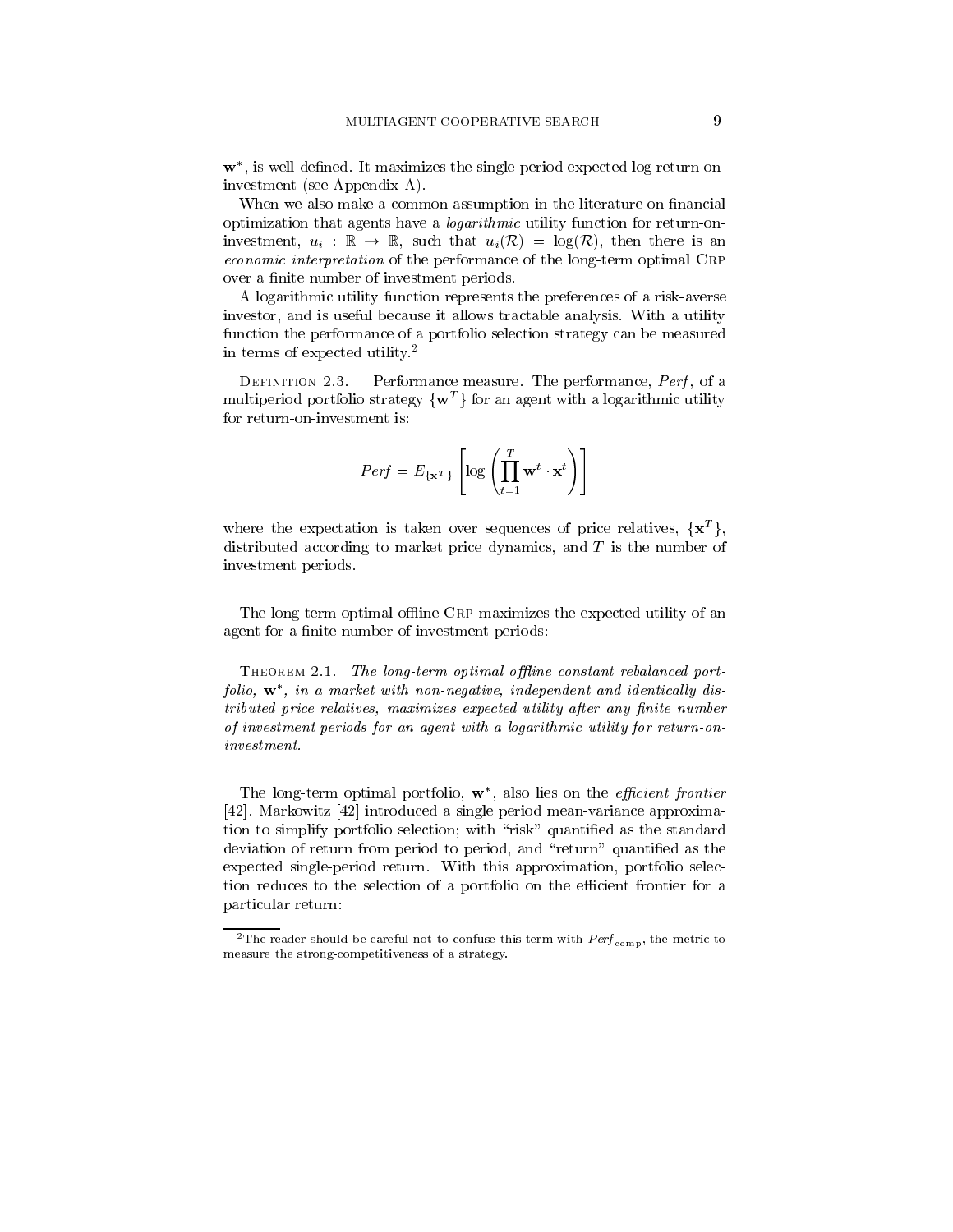$\mathbf{w}^*$, is well-defined. It maximizes the single-period expected log return-on-investment (see Appendix A).

When we also make a common assumption in the literature on financial optimization that agents have a *logarithmic* utility function for return-on-investment, $u_i : \mathbb{R} \rightarrow \mathbb{R}$, such that $u_i(\mathcal{R}) = \log(\mathcal{R})$, then there is an *economic interpretation* of the performance of the long-term optimal CRP over a finite number of investment periods.

A logarithmic utility function represents the preferences of a risk-averse investor, and is useful because it allows tractable analysis. With a utility function the performance of a portfolio selection strategy can be measured in terms of expected utility.[2]

DEFINITION 2.3. Performance measure. The performance, *Perf*, of a multiperiod portfolio strategy $\{\mathbf{w}^T\}$ for an agent with a logarithmic utility for return-on-investment is:

$$Perf = E_{\{\mathbf{x}^T\}}\left[\log\left(\prod_{t=1}^{T}\mathbf{w}^t \cdot \mathbf{x}^t\right)\right]$$

where the expectation is taken over sequences of price relatives, $\{\mathbf{x}^T\}$, distributed according to market price dynamics, and $T$ is the number of investment periods.

The long-term optimal offline CRP maximizes the expected utility of an agent for a finite number of investment periods:

THEOREM 2.1. *The long-term optimal offline constant rebalanced portfolio, $\mathbf{w}^*$, in a market with non-negative, independent and identically distributed price relatives, maximizes expected utility after any finite number of investment periods for an agent with a logarithmic utility for return-on-investment.*

The long-term optimal portfolio, $\mathbf{w}^*$, also lies on the *efficient frontier* [42]. Markowitz [42] introduced a single period mean-variance approximation to simplify portfolio selection; with "risk" quantified as the standard deviation of return from period to period, and "return" quantified as the expected single-period return. With this approximation, portfolio selection reduces to the selection of a portfolio on the efficient frontier for a particular return:

[2] The reader should be careful not to confuse this term with $Perf_{\text{comp}}$, the metric to measure the strong-competitiveness of a strategy.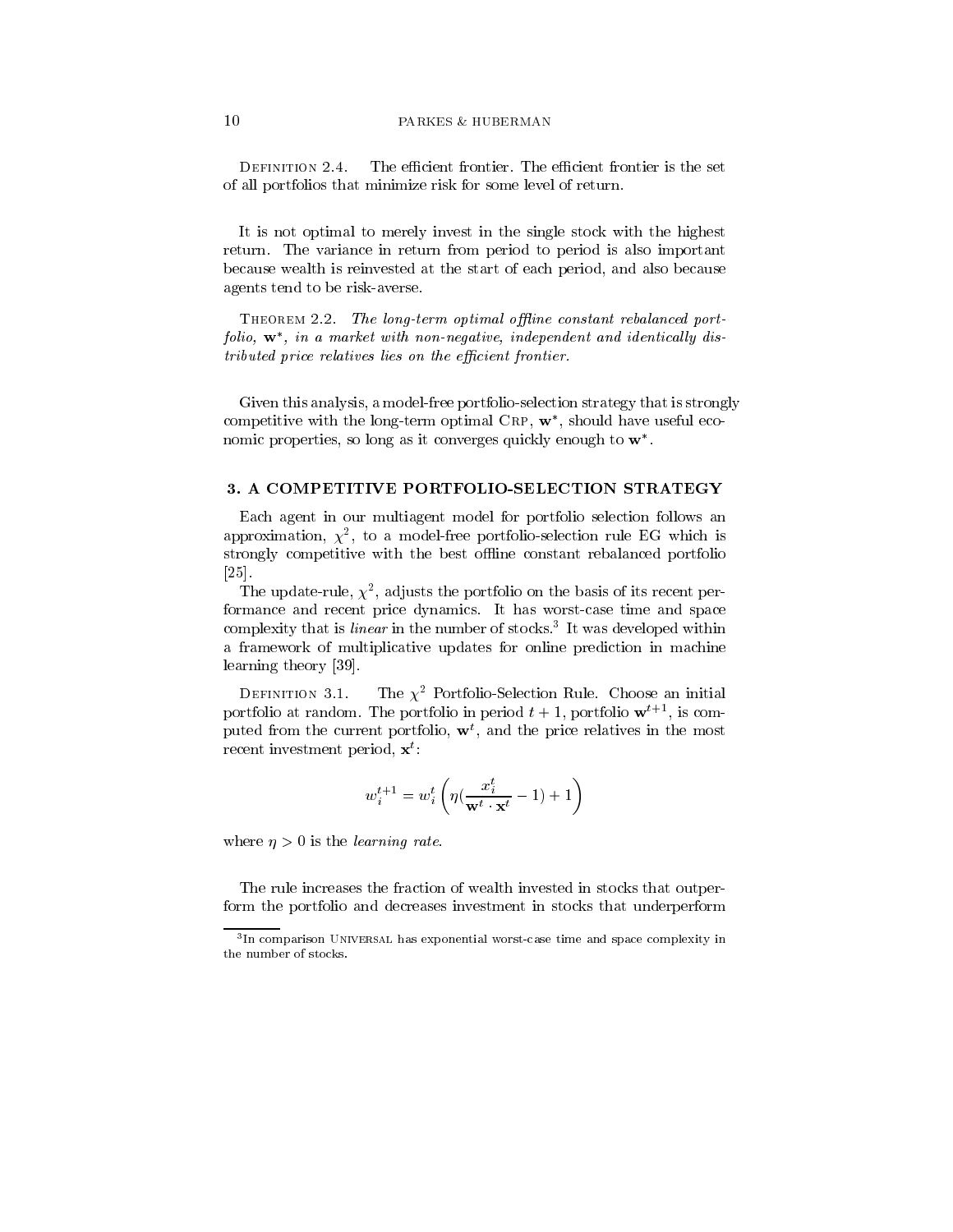Definition 2.4. The efficient frontier. The efficient frontier is the set of all portfolios that minimize risk for some level of return.

It is not optimal to merely invest in the single stock with the highest return. The variance in return from period to period is also important because wealth is reinvested at the start of each period, and also because agents tend to be risk-averse.

Theorem 2.2. *The long-term optimal offline constant rebalanced portfolio, $\mathbf{w}^*$, in a market with non-negative, independent and identically distributed price relatives lies on the efficient frontier.*

Given this analysis, a model-free portfolio-selection strategy that is strongly competitive with the long-term optimal Crp, $\mathbf{w}^*$, should have useful economic properties, so long as it converges quickly enough to $\mathbf{w}^*$.

## 3. A COMPETITIVE PORTFOLIO-SELECTION STRATEGY

Each agent in our multiagent model for portfolio selection follows an approximation, $\chi^2$, to a model-free portfolio-selection rule EG which is strongly competitive with the best offline constant rebalanced portfolio [25].

The update-rule, $\chi^2$, adjusts the portfolio on the basis of its recent performance and recent price dynamics. It has worst-case time and space complexity that is *linear* in the number of stocks.[3] It was developed within a framework of multiplicative updates for online prediction in machine learning theory [39].

Definition 3.1. The $\chi^2$ Portfolio-Selection Rule. Choose an initial portfolio at random. The portfolio in period $t+1$, portfolio $\mathbf{w}^{t+1}$, is computed from the current portfolio, $\mathbf{w}^t$, and the price relatives in the most recent investment period, $\mathbf{x}^t$:

$$w_i^{t+1} = w_i^t \left( \eta \left( \frac{x_i^t}{\mathbf{w}^t \cdot \mathbf{x}^t} - 1 \right) + 1 \right)$$

where $\eta > 0$ is the *learning rate*.

The rule increases the fraction of wealth invested in stocks that outperform the portfolio and decreases investment in stocks that underperform

[3] In comparison Universal has exponential worst-case time and space complexity in the number of stocks.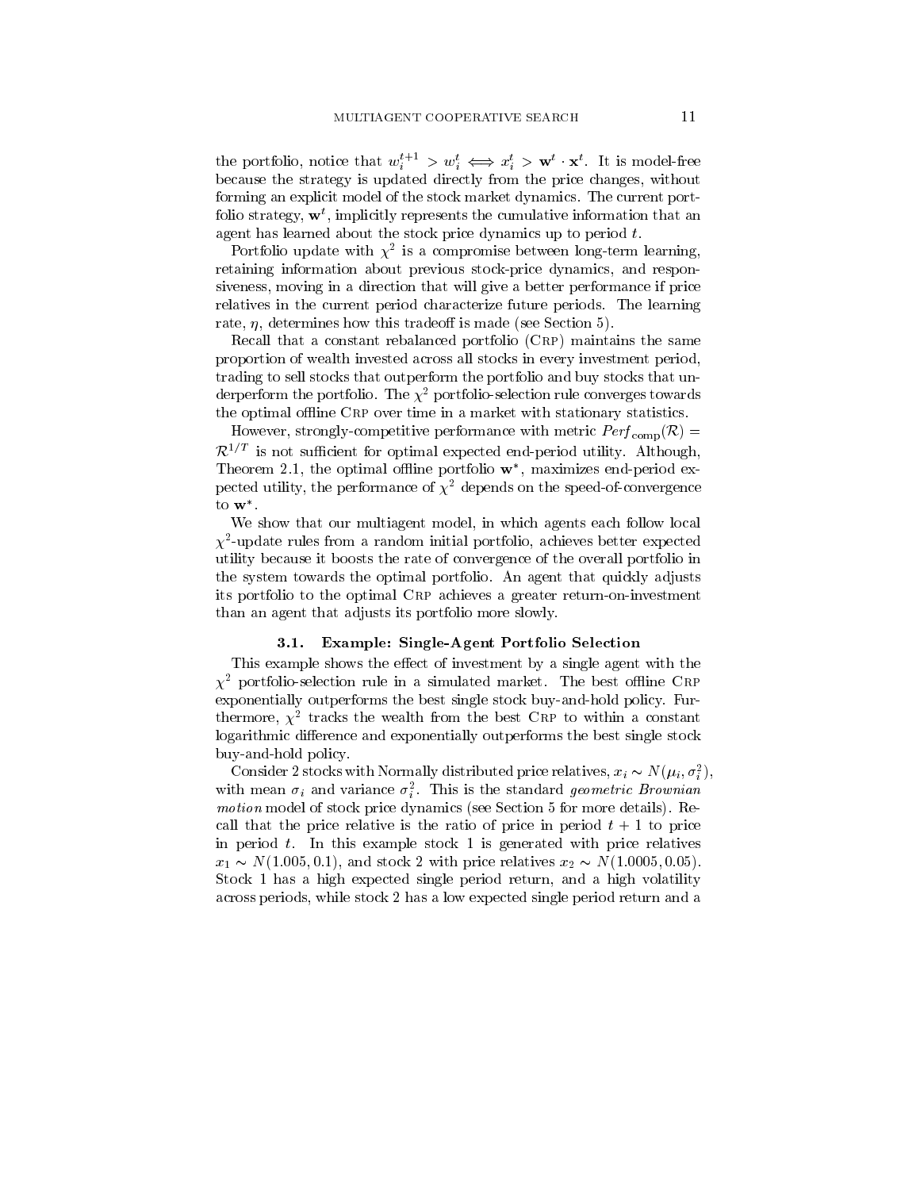the portfolio, notice that $w_i^{t+1} > w_i^t \iff x_i^t > \mathbf{w}^t \cdot \mathbf{x}^t$. It is model-free because the strategy is updated directly from the price changes, without forming an explicit model of the stock market dynamics. The current portfolio strategy, $\mathbf{w}^t$, implicitly represents the cumulative information that an agent has learned about the stock price dynamics up to period $t$.

Portfolio update with $\chi^2$ is a compromise between long-term learning, retaining information about previous stock-price dynamics, and responsiveness, moving in a direction that will give a better performance if price relatives in the current period characterize future periods. The learning rate, $\eta$, determines how this tradeoff is made (see Section 5).

Recall that a constant rebalanced portfolio (CRP) maintains the same proportion of wealth invested across all stocks in every investment period, trading to sell stocks that outperform the portfolio and buy stocks that underperform the portfolio. The $\chi^2$ portfolio-selection rule converges towards the optimal offline CRP over time in a market with stationary statistics.

However, strongly-competitive performance with metric $Perf_{\text{comp}}(\mathcal{R}) = \mathcal{R}^{1/T}$ is not sufficient for optimal expected end-period utility. Although, Theorem 2.1, the optimal offline portfolio $\mathbf{w}^*$, maximizes end-period expected utility, the performance of $\chi^2$ depends on the speed-of-convergence to $\mathbf{w}^*$.

We show that our multiagent model, in which agents each follow local $\chi^2$-update rules from a random initial portfolio, achieves better expected utility because it boosts the rate of convergence of the overall portfolio in the system towards the optimal portfolio. An agent that quickly adjusts its portfolio to the optimal CRP achieves a greater return-on-investment than an agent that adjusts its portfolio more slowly.

### 3.1. Example: Single-Agent Portfolio Selection

This example shows the effect of investment by a single agent with the $\chi^2$ portfolio-selection rule in a simulated market. The best offline CRP exponentially outperforms the best single stock buy-and-hold policy. Furthermore, $\chi^2$ tracks the wealth from the best CRP to within a constant logarithmic difference and exponentially outperforms the best single stock buy-and-hold policy.

Consider 2 stocks with Normally distributed price relatives, $x_i \sim N(\mu_i, \sigma_i^2)$, with mean $\sigma_i$ and variance $\sigma_i^2$. This is the standard *geometric Brownian motion* model of stock price dynamics (see Section 5 for more details). Recall that the price relative is the ratio of price in period $t+1$ to price in period $t$. In this example stock 1 is generated with price relatives $x_1 \sim N(1.005, 0.1)$, and stock 2 with price relatives $x_2 \sim N(1.0005, 0.05)$. Stock 1 has a high expected single period return, and a high volatility across periods, while stock 2 has a low expected single period return and a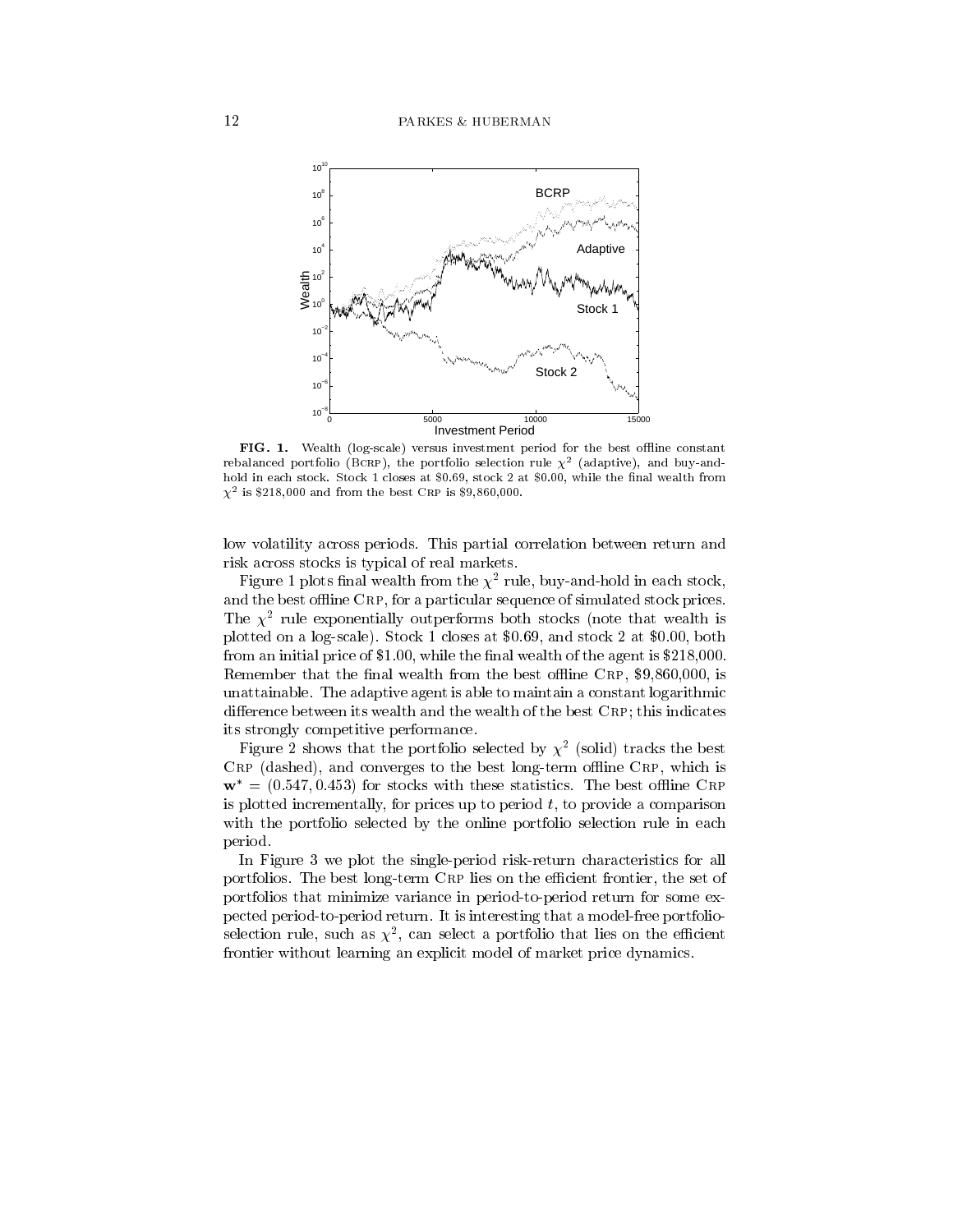**FIG. 1.** Wealth (log-scale) versus investment period for the best offline constant rebalanced portfolio (BCRP), the portfolio selection rule $\chi^2$ (adaptive), and buy-and-hold in each stock. Stock 1 closes at \$0.69, stock 2 at \$0.00, while the final wealth from $\chi^2$ is \$218,000 and from the best CRP is \$9,860,000.

low volatility across periods. This partial correlation between return and risk across stocks is typical of real markets.

Figure 1 plots final wealth from the $\chi^2$ rule, buy-and-hold in each stock, and the best offline CRP, for a particular sequence of simulated stock prices. The $\chi^2$ rule exponentially outperforms both stocks (note that wealth is plotted on a log-scale). Stock 1 closes at \$0.69, and stock 2 at \$0.00, both from an initial price of \$1.00, while the final wealth of the agent is \$218,000. Remember that the final wealth from the best offline CRP, \$9,860,000, is unattainable. The adaptive agent is able to maintain a constant logarithmic difference between its wealth and the wealth of the best CRP; this indicates its strongly competitive performance.

Figure 2 shows that the portfolio selected by $\chi^2$ (solid) tracks the best CRP (dashed), and converges to the best long-term offline CRP, which is $\mathbf{w}^* = (0.547, 0.453)$ for stocks with these statistics. The best offline CRP is plotted incrementally, for prices up to period $t$, to provide a comparison with the portfolio selected by the online portfolio selection rule in each period.

In Figure 3 we plot the single-period risk-return characteristics for all portfolios. The best long-term CRP lies on the efficient frontier, the set of portfolios that minimize variance in period-to-period return for some expected period-to-period return. It is interesting that a model-free portfolio-selection rule, such as $\chi^2$, can select a portfolio that lies on the efficient frontier without learning an explicit model of market price dynamics.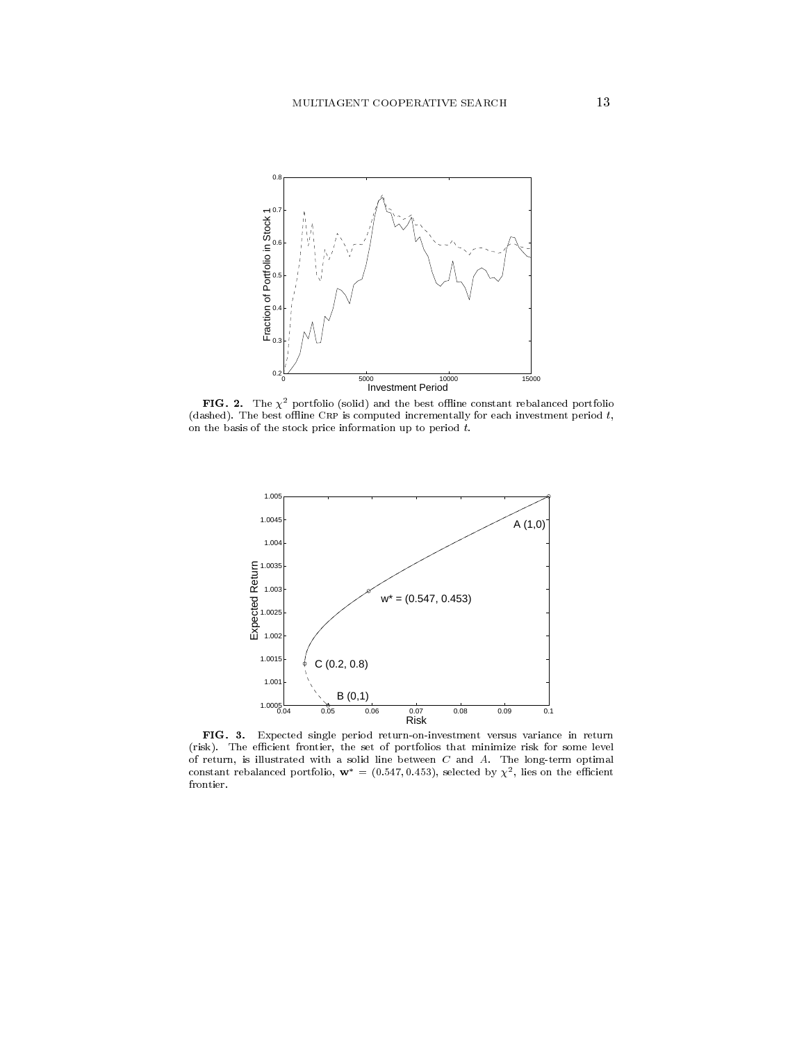**FIG. 2.** The $\chi^2$ portfolio (solid) and the best offline constant rebalanced portfolio (dashed). The best offline CRP is computed incrementally for each investment period $t$, on the basis of the stock price information up to period $t$.

**FIG. 3.** Expected single period return-on-investment versus variance in return (risk). The efficient frontier, the set of portfolios that minimize risk for some level of return, is illustrated with a solid line between $C$ and $A$. The long-term optimal constant rebalanced portfolio, $\mathbf{w}^* = (0.547, 0.453)$, selected by $\chi^2$, lies on the efficient frontier.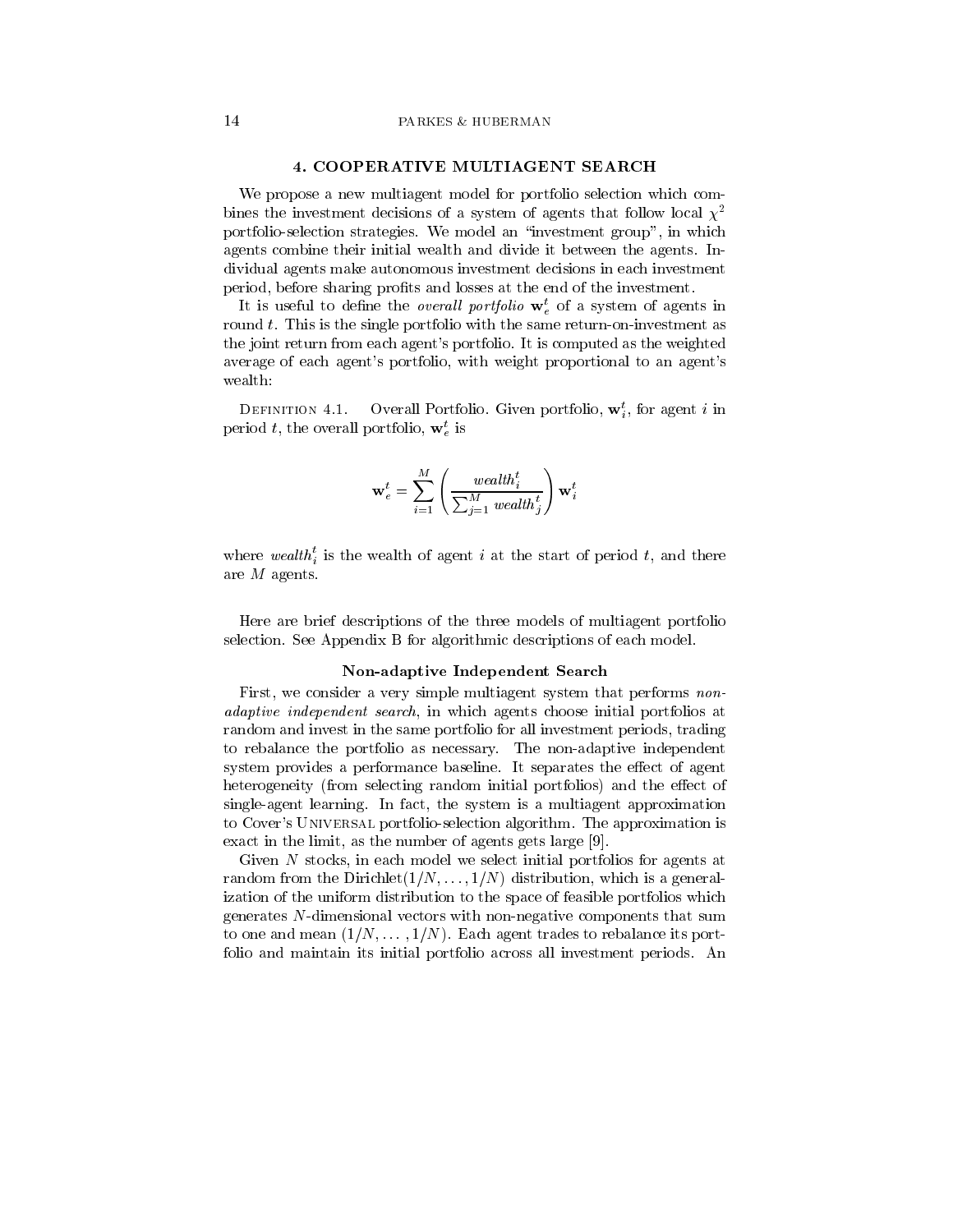## 4. COOPERATIVE MULTIAGENT SEARCH

We propose a new multiagent model for portfolio selection which combines the investment decisions of a system of agents that follow local $\chi^2$ portfolio-selection strategies. We model an "investment group", in which agents combine their initial wealth and divide it between the agents. Individual agents make autonomous investment decisions in each investment period, before sharing profits and losses at the end of the investment.

It is useful to define the *overall portfolio* $\mathbf{w}_e^t$ of a system of agents in round $t$. This is the single portfolio with the same return-on-investment as the joint return from each agent's portfolio. It is computed as the weighted average of each agent's portfolio, with weight proportional to an agent's wealth:

Definition 4.1. Overall Portfolio. Given portfolio, $\mathbf{w}_i^t$, for agent $i$ in period $t$, the overall portfolio, $\mathbf{w}_e^t$ is

$$\mathbf{w}_e^t = \sum_{i=1}^{M} \left( \frac{wealth_i^t}{\sum_{j=1}^{M} wealth_j^t} \right) \mathbf{w}_i^t$$

where $wealth_i^t$ is the wealth of agent $i$ at the start of period $t$, and there are $M$ agents.

Here are brief descriptions of the three models of multiagent portfolio selection. See Appendix B for algorithmic descriptions of each model.

### Non-adaptive Independent Search

First, we consider a very simple multiagent system that performs *non-adaptive independent search*, in which agents choose initial portfolios at random and invest in the same portfolio for all investment periods, trading to rebalance the portfolio as necessary. The non-adaptive independent system provides a performance baseline. It separates the effect of agent heterogeneity (from selecting random initial portfolios) and the effect of single-agent learning. In fact, the system is a multiagent approximation to Cover's Universal portfolio-selection algorithm. The approximation is exact in the limit, as the number of agents gets large [9].

Given $N$ stocks, in each model we select initial portfolios for agents at random from the Dirichlet$(1/N, \ldots, 1/N)$ distribution, which is a generalization of the uniform distribution to the space of feasible portfolios which generates $N$-dimensional vectors with non-negative components that sum to one and mean $(1/N, \ldots, 1/N)$. Each agent trades to rebalance its portfolio and maintain its initial portfolio across all investment periods. An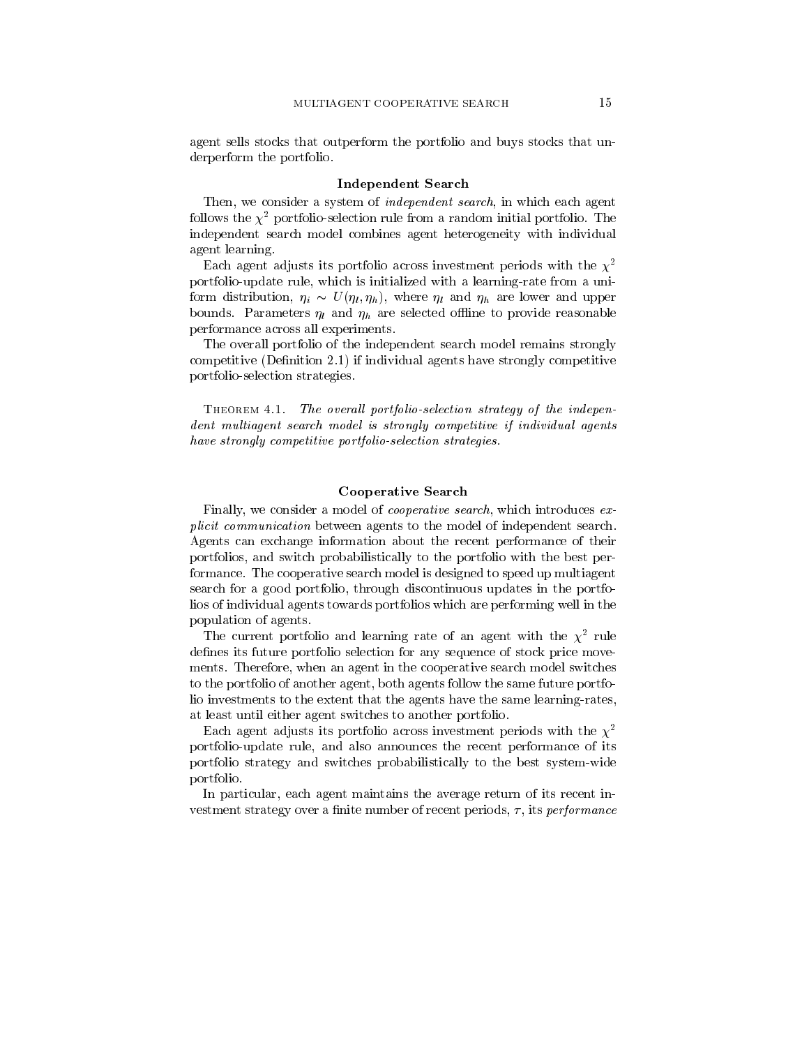agent sells stocks that outperform the portfolio and buys stocks that underperform the portfolio.

### Independent Search

Then, we consider a system of *independent search*, in which each agent follows the $\chi^2$ portfolio-selection rule from a random initial portfolio. The independent search model combines agent heterogeneity with individual agent learning.

Each agent adjusts its portfolio across investment periods with the $\chi^2$ portfolio-update rule, which is initialized with a learning-rate from a uniform distribution, $\eta_i \sim U(\eta_l, \eta_h)$, where $\eta_l$ and $\eta_h$ are lower and upper bounds. Parameters $\eta_l$ and $\eta_h$ are selected offline to provide reasonable performance across all experiments.

The overall portfolio of the independent search model remains strongly competitive (Definition 2.1) if individual agents have strongly competitive portfolio-selection strategies.

Theorem 4.1. *The overall portfolio-selection strategy of the independent multiagent search model is strongly competitive if individual agents have strongly competitive portfolio-selection strategies.*

### Cooperative Search

Finally, we consider a model of *cooperative search*, which introduces *explicit communication* between agents to the model of independent search. Agents can exchange information about the recent performance of their portfolios, and switch probabilistically to the portfolio with the best performance. The cooperative search model is designed to speed up multiagent search for a good portfolio, through discontinuous updates in the portfolios of individual agents towards portfolios which are performing well in the population of agents.

The current portfolio and learning rate of an agent with the $\chi^2$ rule defines its future portfolio selection for any sequence of stock price movements. Therefore, when an agent in the cooperative search model switches to the portfolio of another agent, both agents follow the same future portfolio investments to the extent that the agents have the same learning-rates, at least until either agent switches to another portfolio.

Each agent adjusts its portfolio across investment periods with the $\chi^2$ portfolio-update rule, and also announces the recent performance of its portfolio strategy and switches probabilistically to the best system-wide portfolio.

In particular, each agent maintains the average return of its recent investment strategy over a finite number of recent periods, $\tau$, its *performance*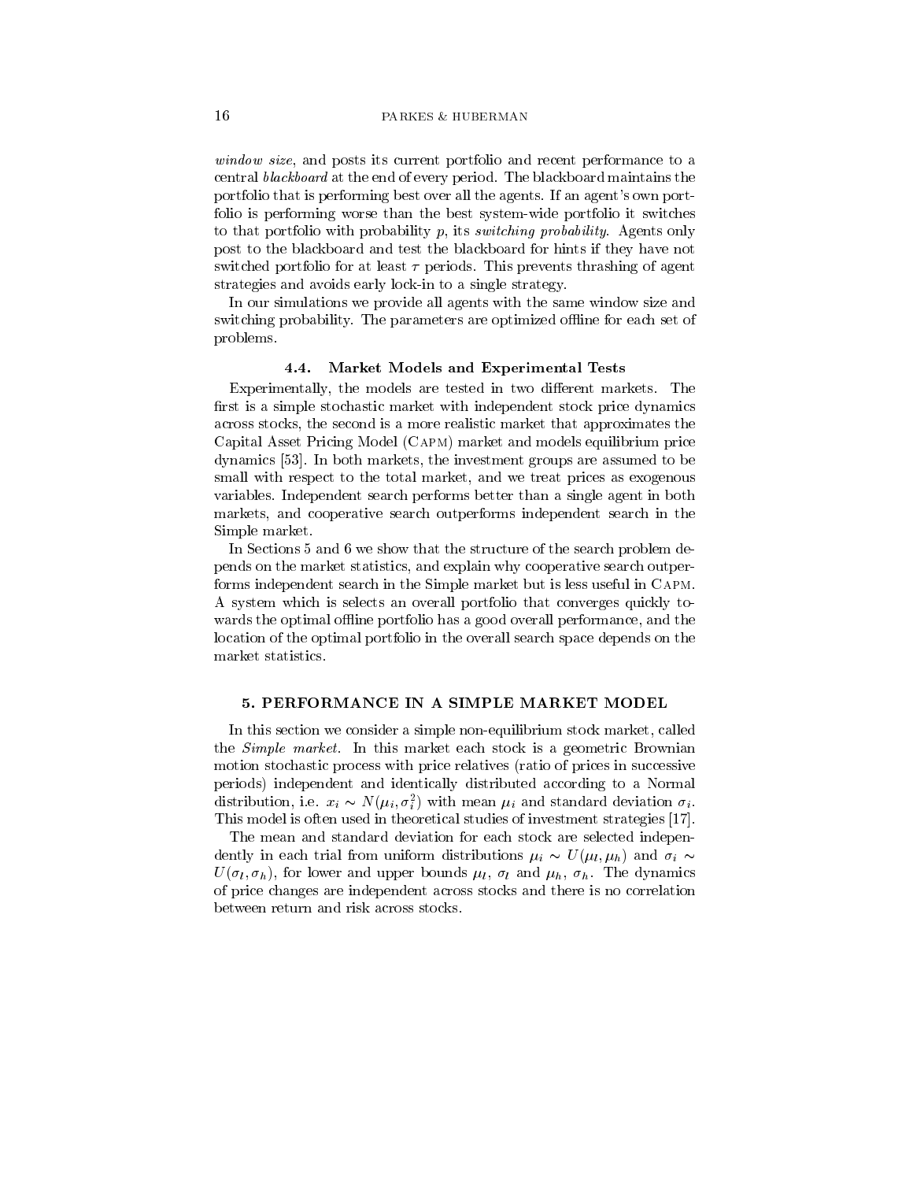*window size*, and posts its current portfolio and recent performance to a central *blackboard* at the end of every period. The blackboard maintains the portfolio that is performing best over all the agents. If an agent's own portfolio is performing worse than the best system-wide portfolio it switches to that portfolio with probability $p$, its *switching probability*. Agents only post to the blackboard and test the blackboard for hints if they have not switched portfolio for at least $\tau$ periods. This prevents thrashing of agent strategies and avoids early lock-in to a single strategy.

In our simulations we provide all agents with the same window size and switching probability. The parameters are optimized offline for each set of problems.

### 4.4. Market Models and Experimental Tests

Experimentally, the models are tested in two different markets. The first is a simple stochastic market with independent stock price dynamics across stocks, the second is a more realistic market that approximates the Capital Asset Pricing Model (Capm) market and models equilibrium price dynamics [53]. In both markets, the investment groups are assumed to be small with respect to the total market, and we treat prices as exogenous variables. Independent search performs better than a single agent in both markets, and cooperative search outperforms independent search in the Simple market.

In Sections 5 and 6 we show that the structure of the search problem depends on the market statistics, and explain why cooperative search outperforms independent search in the Simple market but is less useful in Capm. A system which is selects an overall portfolio that converges quickly towards the optimal offline portfolio has a good overall performance, and the location of the optimal portfolio in the overall search space depends on the market statistics.

## 5. PERFORMANCE IN A SIMPLE MARKET MODEL

In this section we consider a simple non-equilibrium stock market, called the *Simple market*. In this market each stock is a geometric Brownian motion stochastic process with price relatives (ratio of prices in successive periods) independent and identically distributed according to a Normal distribution, i.e. $x_i \sim N(\mu_i, \sigma_i^2)$ with mean $\mu_i$ and standard deviation $\sigma_i$. This model is often used in theoretical studies of investment strategies [17].

The mean and standard deviation for each stock are selected independently in each trial from uniform distributions $\mu_i \sim U(\mu_l, \mu_h)$ and $\sigma_i \sim U(\sigma_l, \sigma_h)$, for lower and upper bounds $\mu_l$, $\sigma_l$ and $\mu_h$, $\sigma_h$. The dynamics of price changes are independent across stocks and there is no correlation between return and risk across stocks.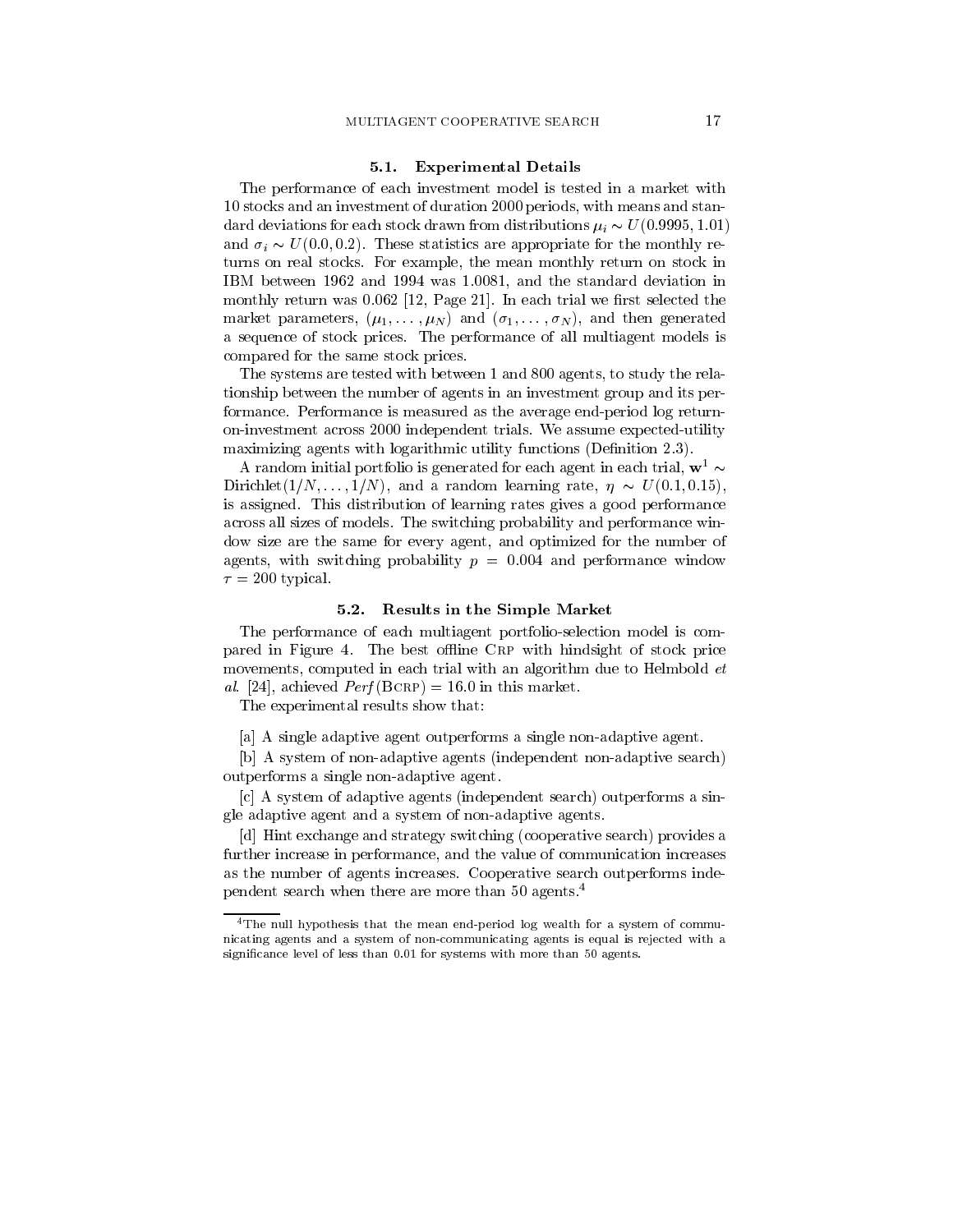### 5.1. Experimental Details

The performance of each investment model is tested in a market with 10 stocks and an investment of duration 2000 periods, with means and standard deviations for each stock drawn from distributions $\mu_i \sim U(0.9995, 1.01)$ and $\sigma_i \sim U(0.0, 0.2)$. These statistics are appropriate for the monthly returns on real stocks. For example, the mean monthly return on stock in IBM between 1962 and 1994 was 1.0081, and the standard deviation in monthly return was 0.062 [12, Page 21]. In each trial we first selected the market parameters, $(\mu_1, \ldots, \mu_N)$ and $(\sigma_1, \ldots, \sigma_N)$, and then generated a sequence of stock prices. The performance of all multiagent models is compared for the same stock prices.

The systems are tested with between 1 and 800 agents, to study the relationship between the number of agents in an investment group and its performance. Performance is measured as the average end-period log return-on-investment across 2000 independent trials. We assume expected-utility maximizing agents with logarithmic utility functions (Definition 2.3).

A random initial portfolio is generated for each agent in each trial, $\mathbf{w}^1 \sim \text{Dirichlet}(1/N, \ldots, 1/N)$, and a random learning rate, $\eta \sim U(0.1, 0.15)$, is assigned. This distribution of learning rates gives a good performance across all sizes of models. The switching probability and performance window size are the same for every agent, and optimized for the number of agents, with switching probability $p = 0.004$ and performance window $\tau = 200$ typical.

### 5.2. Results in the Simple Market

The performance of each multiagent portfolio-selection model is compared in Figure 4. The best offline CRP with hindsight of stock price movements, computed in each trial with an algorithm due to Helmbold *et al.* [24], achieved $Perf(\text{BCRP}) = 16.0$ in this market.

The experimental results show that:

[a] A single adaptive agent outperforms a single non-adaptive agent.

[b] A system of non-adaptive agents (independent non-adaptive search) outperforms a single non-adaptive agent.

[c] A system of adaptive agents (independent search) outperforms a single adaptive agent and a system of non-adaptive agents.

[d] Hint exchange and strategy switching (cooperative search) provides a further increase in performance, and the value of communication increases as the number of agents increases. Cooperative search outperforms independent search when there are more than 50 agents.[4]

[4] The null hypothesis that the mean end-period log wealth for a system of communicating agents and a system of non-communicating agents is equal is rejected with a significance level of less than 0.01 for systems with more than 50 agents.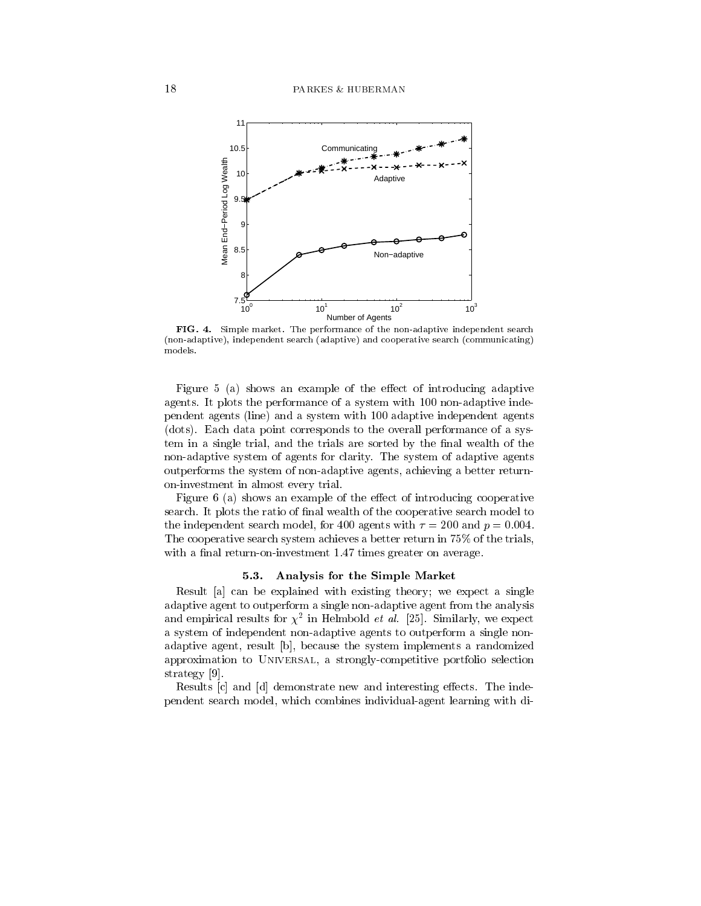**FIG. 4.** Simple market. The performance of the non-adaptive independent search (non-adaptive), independent search (adaptive) and cooperative search (communicating) models.

Figure 5 (a) shows an example of the effect of introducing adaptive agents. It plots the performance of a system with 100 non-adaptive independent agents (line) and a system with 100 adaptive independent agents (dots). Each data point corresponds to the overall performance of a system in a single trial, and the trials are sorted by the final wealth of the non-adaptive system of agents for clarity. The system of adaptive agents outperforms the system of non-adaptive agents, achieving a better return-on-investment in almost every trial.

Figure 6 (a) shows an example of the effect of introducing cooperative search. It plots the ratio of final wealth of the cooperative search model to the independent search model, for 400 agents with $\tau = 200$ and $p = 0.004$. The cooperative search system achieves a better return in 75% of the trials, with a final return-on-investment 1.47 times greater on average.

### 5.3. Analysis for the Simple Market

Result [a] can be explained with existing theory; we expect a single adaptive agent to outperform a single non-adaptive agent from the analysis and empirical results for $\chi^2$ in Helmbold *et al.* [25]. Similarly, we expect a system of independent non-adaptive agents to outperform a single non-adaptive agent, result [b], because the system implements a randomized approximation to UNIVERSAL, a strongly-competitive portfolio selection strategy [9].

Results [c] and [d] demonstrate new and interesting effects. The independent search model, which combines individual-agent learning with di-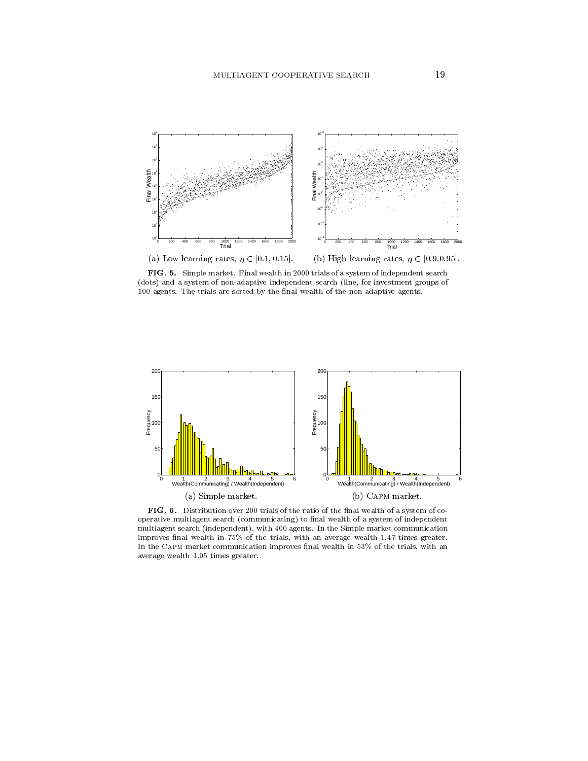(a) Low learning rates, $\eta \in [0.1, 0.15]$.

(b) High learning rates, $\eta \in [0.9.0.95]$.

**FIG. 5.** Simple market. Final wealth in 2000 trials of a system of independent search (dots) and a system of non-adaptive independent search (line, for investment groups of 100 agents. The trials are sorted by the final wealth of the non-adaptive agents.

(a) Simple market.

(b) CAPM market.

**FIG. 6.** Distribution over 200 trials of the ratio of the final wealth of a system of cooperative multiagent search (communicating) to final wealth of a system of independent multiagent search (independent), with 400 agents. In the Simple market communication improves final wealth in 75% of the trials, with an average wealth 1.47 times greater. In the CAPM market communication improves final wealth in 53% of the trials, with an average wealth 1.05 times greater.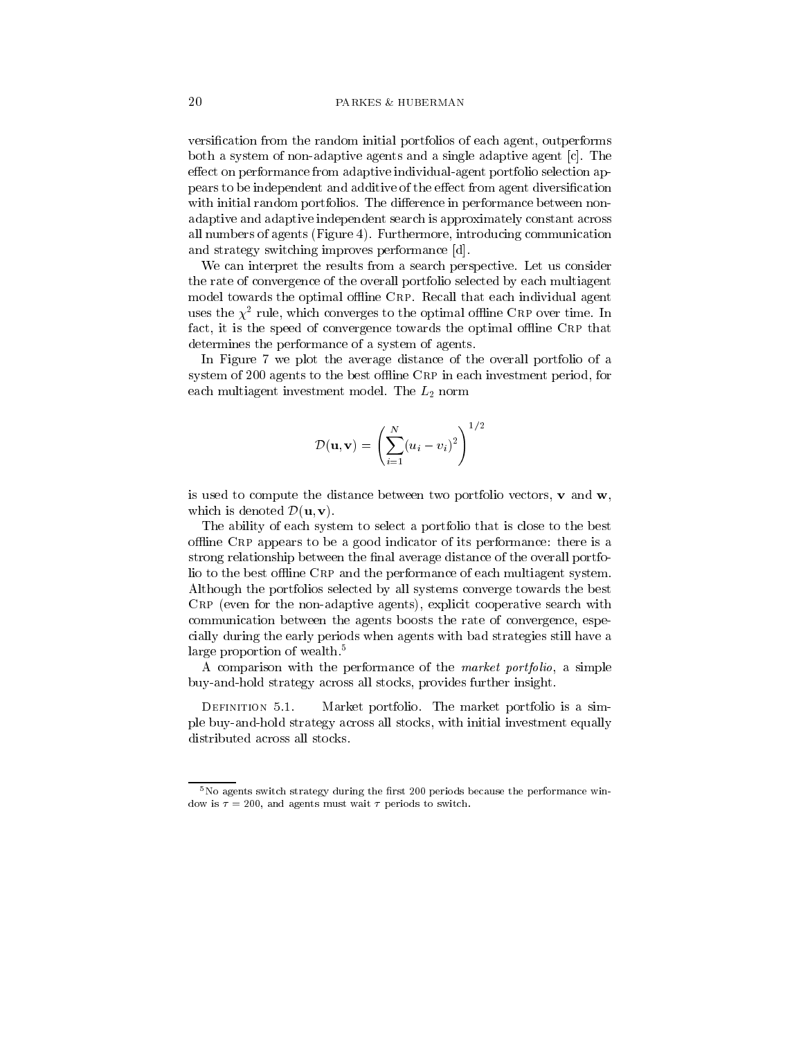versification from the random initial portfolios of each agent, outperforms both a system of non-adaptive agents and a single adaptive agent [c]. The effect on performance from adaptive individual-agent portfolio selection appears to be independent and additive of the effect from agent diversification with initial random portfolios. The difference in performance between non-adaptive and adaptive independent search is approximately constant across all numbers of agents (Figure 4). Furthermore, introducing communication and strategy switching improves performance [d].

We can interpret the results from a search perspective. Let us consider the rate of convergence of the overall portfolio selected by each multiagent model towards the optimal offline CRP. Recall that each individual agent uses the $\chi^2$ rule, which converges to the optimal offline CRP over time. In fact, it is the speed of convergence towards the optimal offline CRP that determines the performance of a system of agents.

In Figure 7 we plot the average distance of the overall portfolio of a system of 200 agents to the best offline CRP in each investment period, for each multiagent investment model. The $L_2$ norm

$$\mathcal{D}(\mathbf{u}, \mathbf{v}) = \left( \sum_{i=1}^{N} (u_i - v_i)^2 \right)^{1/2}$$

is used to compute the distance between two portfolio vectors, $\mathbf{v}$ and $\mathbf{w}$, which is denoted $\mathcal{D}(\mathbf{u}, \mathbf{v})$.

The ability of each system to select a portfolio that is close to the best offline CRP appears to be a good indicator of its performance: there is a strong relationship between the final average distance of the overall portfolio to the best offline CRP and the performance of each multiagent system. Although the portfolios selected by all systems converge towards the best CRP (even for the non-adaptive agents), explicit cooperative search with communication between the agents boosts the rate of convergence, especially during the early periods when agents with bad strategies still have a large proportion of wealth.[5]

A comparison with the performance of the *market portfolio*, a simple buy-and-hold strategy across all stocks, provides further insight.

DEFINITION 5.1. Market portfolio. The market portfolio is a simple buy-and-hold strategy across all stocks, with initial investment equally distributed across all stocks.

[5] No agents switch strategy during the first 200 periods because the performance window is $\tau = 200$, and agents must wait $\tau$ periods to switch.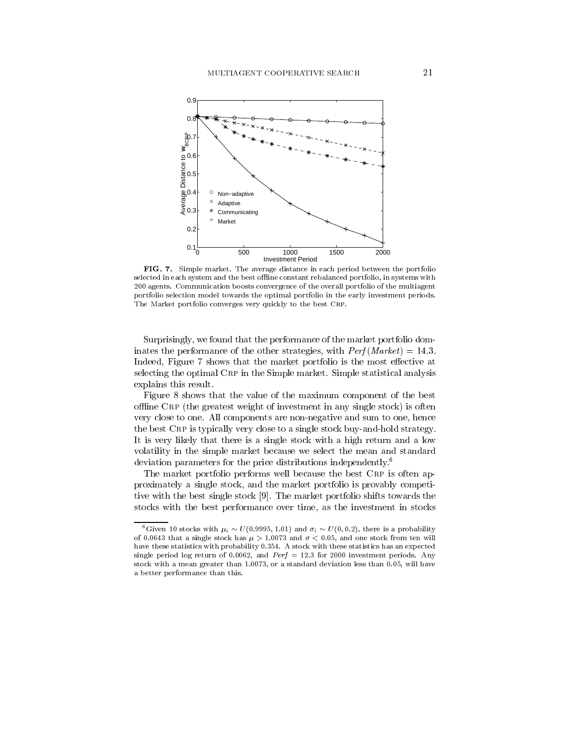**FIG. 7.** Simple market. The average distance in each period between the portfolio selected in each system and the best offline constant rebalanced portfolio, in systems with 200 agents. Communication boosts convergence of the overall portfolio of the multiagent portfolio selection model towards the optimal portfolio in the early investment periods. The Market portfolio converges very quickly to the best CRP.

Surprisingly, we found that the performance of the market portfolio dominates the performance of the other strategies, with $Perf(Market) = 14.3$. Indeed, Figure 7 shows that the market portfolio is the most effective at selecting the optimal CRP in the Simple market. Simple statistical analysis explains this result.

Figure 8 shows that the value of the maximum component of the best offline CRP (the greatest weight of investment in any single stock) is often very close to one. All components are non-negative and sum to one, hence the best CRP is typically very close to a single stock buy-and-hold strategy. It is very likely that there is a single stock with a high return and a low volatility in the simple market because we select the mean and standard deviation parameters for the price distributions independently.[6]

The market portfolio performs well because the best CRP is often approximately a single stock, and the market portfolio is provably competitive with the best single stock [9]. The market portfolio shifts towards the stocks with the best performance over time, as the investment in stocks

[6] Given 10 stocks with $\mu_i \sim U(0.9995, 1.01)$ and $\sigma_i \sim U(0, 0.2)$, there is a probability of 0.0643 that a single stock has $\mu > 1.0073$ and $\sigma < 0.05$, and one stock from ten will have these statistics with probability 0.354. A stock with these statistics has an expected single period log return of 0.0062, and $Perf = 12.3$ for 2000 investment periods. Any stock with a mean greater than 1.0073, or a standard deviation less than 0.05, will have a better performance than this.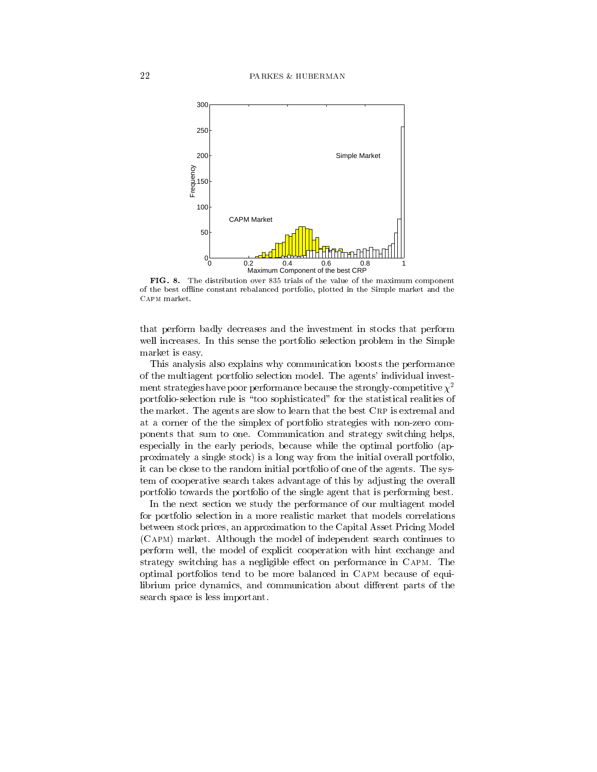**FIG. 8.** The distribution over 835 trials of the value of the maximum component of the best offline constant rebalanced portfolio, plotted in the Simple market and the CAPM market.

that perform badly decreases and the investment in stocks that perform well increases. In this sense the portfolio selection problem in the Simple market is easy.

This analysis also explains why communication boosts the performance of the multiagent portfolio selection model. The agents' individual investment strategies have poor performance because the strongly-competitive $\chi^2$ portfolio-selection rule is "too sophisticated" for the statistical realities of the market. The agents are slow to learn that the best CRP is extremal and at a corner of the the simplex of portfolio strategies with non-zero components that sum to one. Communication and strategy switching helps, especially in the early periods, because while the optimal portfolio (approximately a single stock) is a long way from the initial overall portfolio, it can be close to the random initial portfolio of one of the agents. The system of cooperative search takes advantage of this by adjusting the overall portfolio towards the portfolio of the single agent that is performing best.

In the next section we study the performance of our multiagent model for portfolio selection in a more realistic market that models correlations between stock prices, an approximation to the Capital Asset Pricing Model (CAPM) market. Although the model of independent search continues to perform well, the model of explicit cooperation with hint exchange and strategy switching has a negligible effect on performance in CAPM. The optimal portfolios tend to be more balanced in CAPM because of equilibrium price dynamics, and communication about different parts of the search space is less important.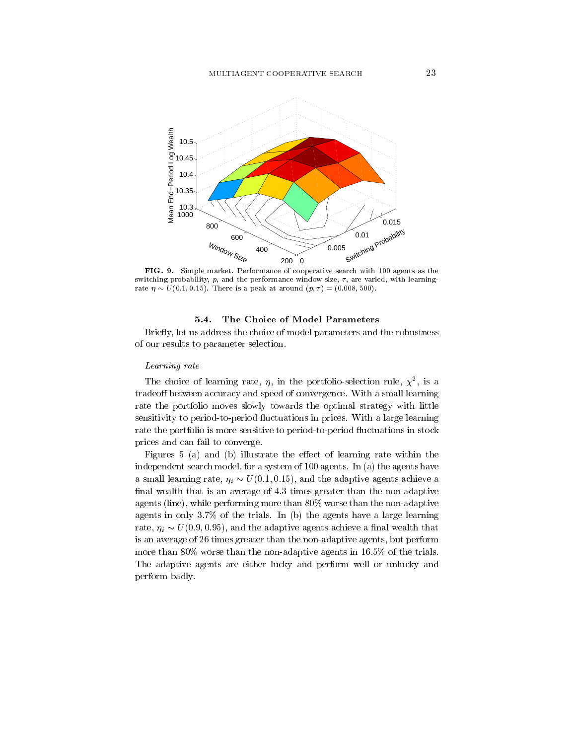**FIG. 9.** Simple market. Performance of cooperative search with 100 agents as the switching probability, $p$, and the performance window size, $\tau$, are varied, with learning-rate $\eta \sim U(0.1, 0.15)$. There is a peak at around $(p, \tau) = (0.008, 500)$.

### 5.4. The Choice of Model Parameters

Briefly, let us address the choice of model parameters and the robustness of our results to parameter selection.

*Learning rate*

The choice of learning rate, $\eta$, in the portfolio-selection rule, $\chi^2$, is a tradeoff between accuracy and speed of convergence. With a small learning rate the portfolio moves slowly towards the optimal strategy with little sensitivity to period-to-period fluctuations in prices. With a large learning rate the portfolio is more sensitive to period-to-period fluctuations in stock prices and can fail to converge.

Figures 5 (a) and (b) illustrate the effect of learning rate within the independent search model, for a system of 100 agents. In (a) the agents have a small learning rate, $\eta_i \sim U(0.1, 0.15)$, and the adaptive agents achieve a final wealth that is an average of 4.3 times greater than the non-adaptive agents (line), while performing more than 80% worse than the non-adaptive agents in only 3.7% of the trials. In (b) the agents have a large learning rate, $\eta_i \sim U(0.9, 0.95)$, and the adaptive agents achieve a final wealth that is an average of 26 times greater than the non-adaptive agents, but perform more than 80% worse than the non-adaptive agents in 16.5% of the trials. The adaptive agents are either lucky and perform well or unlucky and perform badly.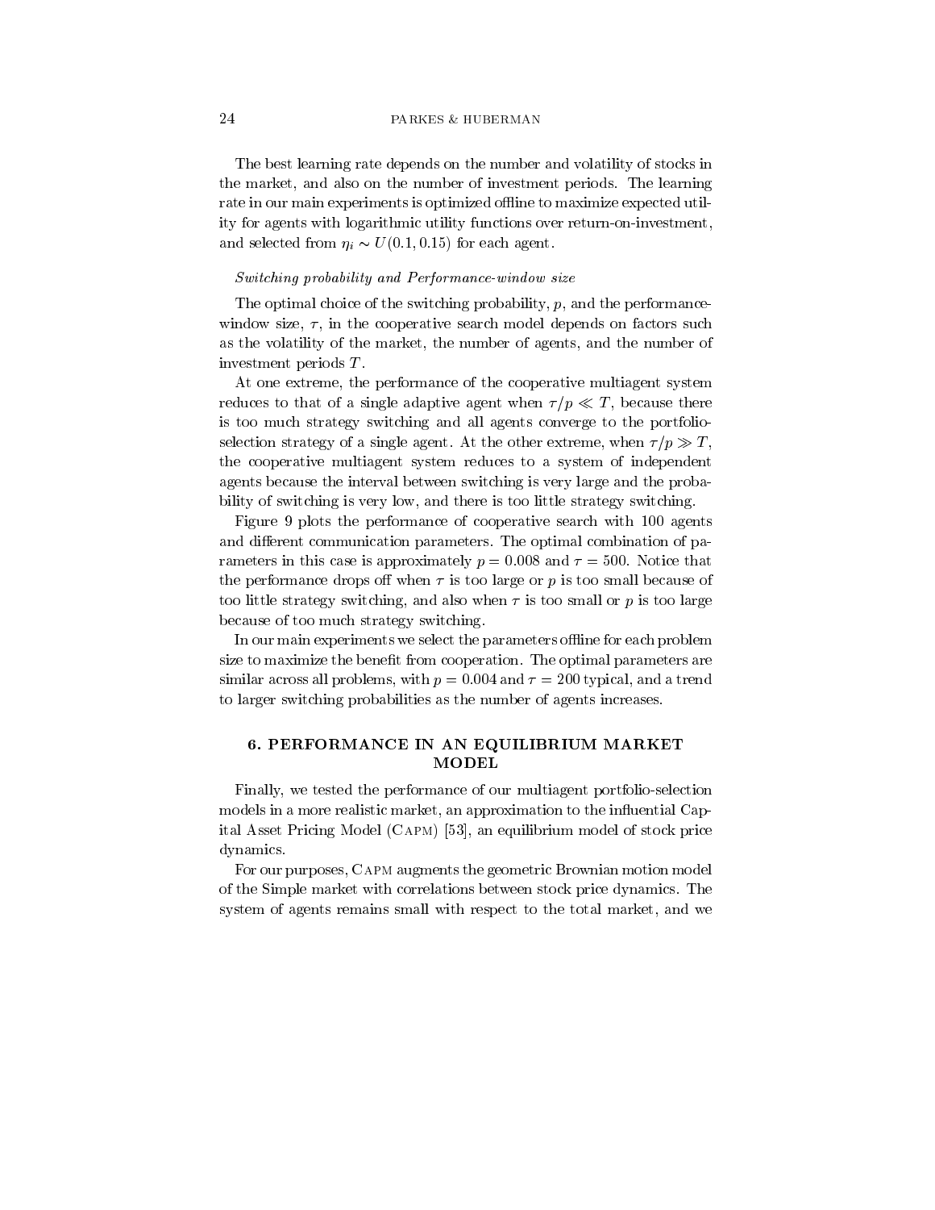The best learning rate depends on the number and volatility of stocks in the market, and also on the number of investment periods. The learning rate in our main experiments is optimized offline to maximize expected utility for agents with logarithmic utility functions over return-on-investment, and selected from $\eta_i \sim U(0.1, 0.15)$ for each agent.

*Switching probability and Performance-window size*

The optimal choice of the switching probability, $p$, and the performance-window size, $\tau$, in the cooperative search model depends on factors such as the volatility of the market, the number of agents, and the number of investment periods $T$.

At one extreme, the performance of the cooperative multiagent system reduces to that of a single adaptive agent when $\tau/p \ll T$, because there is too much strategy switching and all agents converge to the portfolio-selection strategy of a single agent. At the other extreme, when $\tau/p \gg T$, the cooperative multiagent system reduces to a system of independent agents because the interval between switching is very large and the probability of switching is very low, and there is too little strategy switching.

Figure 9 plots the performance of cooperative search with 100 agents and different communication parameters. The optimal combination of parameters in this case is approximately $p = 0.008$ and $\tau = 500$. Notice that the performance drops off when $\tau$ is too large or $p$ is too small because of too little strategy switching, and also when $\tau$ is too small or $p$ is too large because of too much strategy switching.

In our main experiments we select the parameters offline for each problem size to maximize the benefit from cooperation. The optimal parameters are similar across all problems, with $p = 0.004$ and $\tau = 200$ typical, and a trend to larger switching probabilities as the number of agents increases.

## 6. PERFORMANCE IN AN EQUILIBRIUM MARKET MODEL

Finally, we tested the performance of our multiagent portfolio-selection models in a more realistic market, an approximation to the influential Capital Asset Pricing Model (Capm) [53], an equilibrium model of stock price dynamics.

For our purposes, Capm augments the geometric Brownian motion model of the Simple market with correlations between stock price dynamics. The system of agents remains small with respect to the total market, and we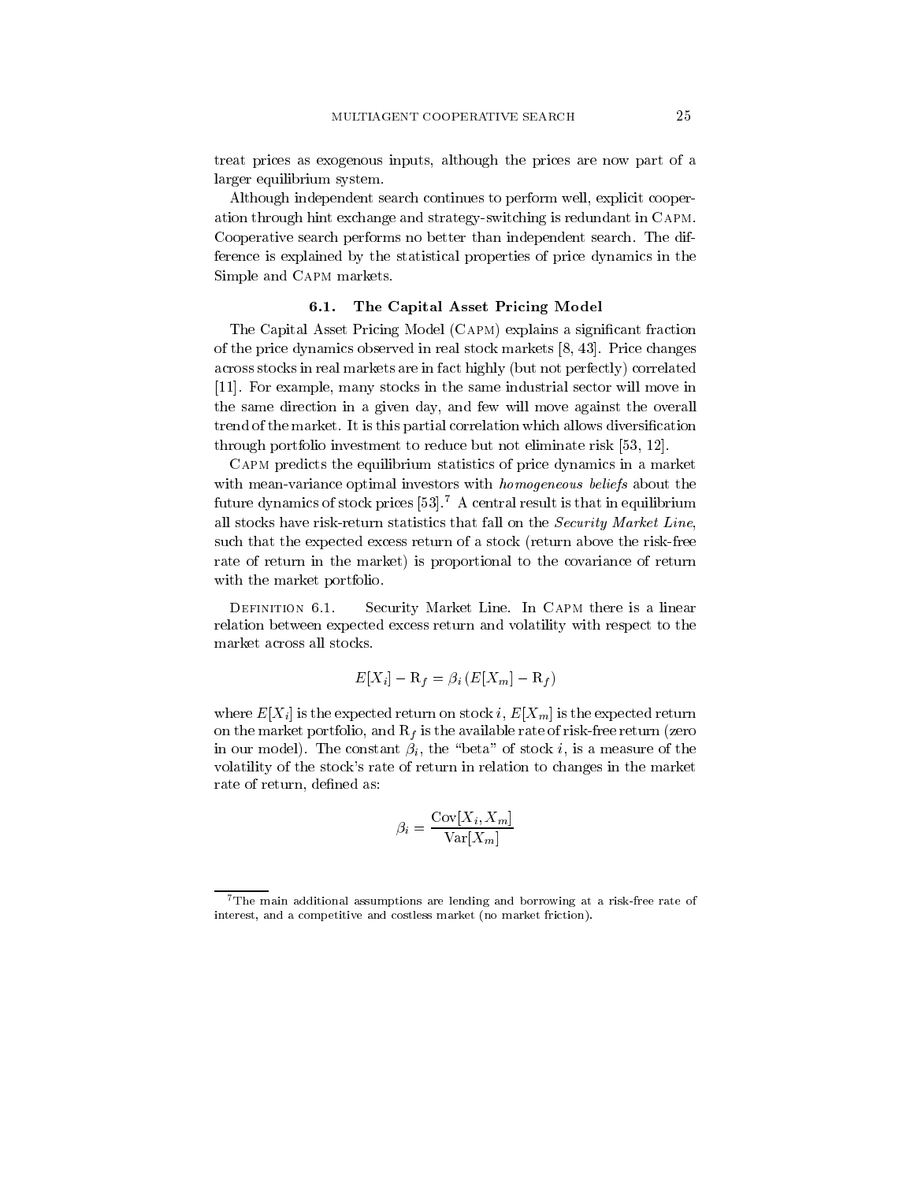treat prices as exogenous inputs, although the prices are now part of a larger equilibrium system.

Although independent search continues to perform well, explicit cooperation through hint exchange and strategy-switching is redundant in CAPM. Cooperative search performs no better than independent search. The difference is explained by the statistical properties of price dynamics in the Simple and CAPM markets.

### 6.1. The Capital Asset Pricing Model

The Capital Asset Pricing Model (CAPM) explains a significant fraction of the price dynamics observed in real stock markets [8, 43]. Price changes across stocks in real markets are in fact highly (but not perfectly) correlated [11]. For example, many stocks in the same industrial sector will move in the same direction in a given day, and few will move against the overall trend of the market. It is this partial correlation which allows diversification through portfolio investment to reduce but not eliminate risk [53, 12].

CAPM predicts the equilibrium statistics of price dynamics in a market with mean-variance optimal investors with *homogeneous beliefs* about the future dynamics of stock prices [53].[7] A central result is that in equilibrium all stocks have risk-return statistics that fall on the *Security Market Line*, such that the expected excess return of a stock (return above the risk-free rate of return in the market) is proportional to the covariance of return with the market portfolio.

DEFINITION 6.1. Security Market Line. In CAPM there is a linear relation between expected excess return and volatility with respect to the market across all stocks.

$$E[X_i] - \mathrm{R}_f = \beta_i \left( E[X_m] - \mathrm{R}_f \right)$$

where $E[X_i]$ is the expected return on stock $i$, $E[X_m]$ is the expected return on the market portfolio, and $\mathrm{R}_f$ is the available rate of risk-free return (zero in our model). The constant $\beta_i$, the "beta" of stock $i$, is a measure of the volatility of the stock's rate of return in relation to changes in the market rate of return, defined as:

$$\beta_i = \frac{\mathrm{Cov}[X_i, X_m]}{\mathrm{Var}[X_m]}$$

[7] The main additional assumptions are lending and borrowing at a risk-free rate of interest, and a competitive and costless market (no market friction).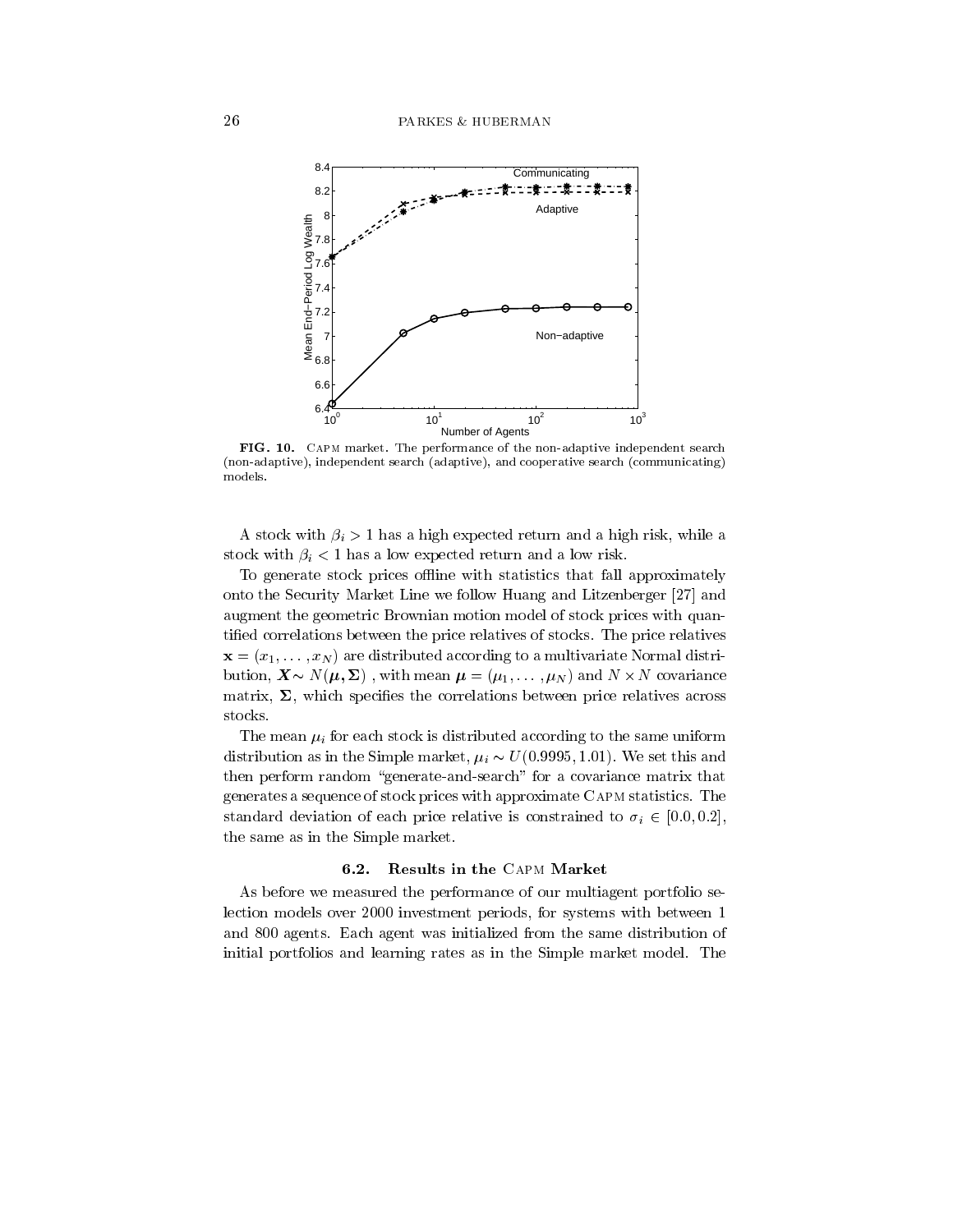**FIG. 10.** CAPM market. The performance of the non-adaptive independent search (non-adaptive), independent search (adaptive), and cooperative search (communicating) models.

A stock with $\beta_i > 1$ has a high expected return and a high risk, while a stock with $\beta_i < 1$ has a low expected return and a low risk.

To generate stock prices offline with statistics that fall approximately onto the Security Market Line we follow Huang and Litzenberger [27] and augment the geometric Brownian motion model of stock prices with quantified correlations between the price relatives of stocks. The price relatives $\mathbf{x} = (x_1, \ldots, x_N)$ are distributed according to a multivariate Normal distribution, $\boldsymbol{X} \sim N(\boldsymbol{\mu}, \boldsymbol{\Sigma})$ , with mean $\boldsymbol{\mu} = (\mu_1, \ldots, \mu_N)$ and $N \times N$ covariance matrix, $\boldsymbol{\Sigma}$, which specifies the correlations between price relatives across stocks.

The mean $\mu_i$ for each stock is distributed according to the same uniform distribution as in the Simple market, $\mu_i \sim U(0.9995, 1.01)$. We set this and then perform random "generate-and-search" for a covariance matrix that generates a sequence of stock prices with approximate CAPM statistics. The standard deviation of each price relative is constrained to $\sigma_i \in [0.0, 0.2]$, the same as in the Simple market.

### 6.2. Results in the CAPM Market

As before we measured the performance of our multiagent portfolio selection models over 2000 investment periods, for systems with between 1 and 800 agents. Each agent was initialized from the same distribution of initial portfolios and learning rates as in the Simple market model. The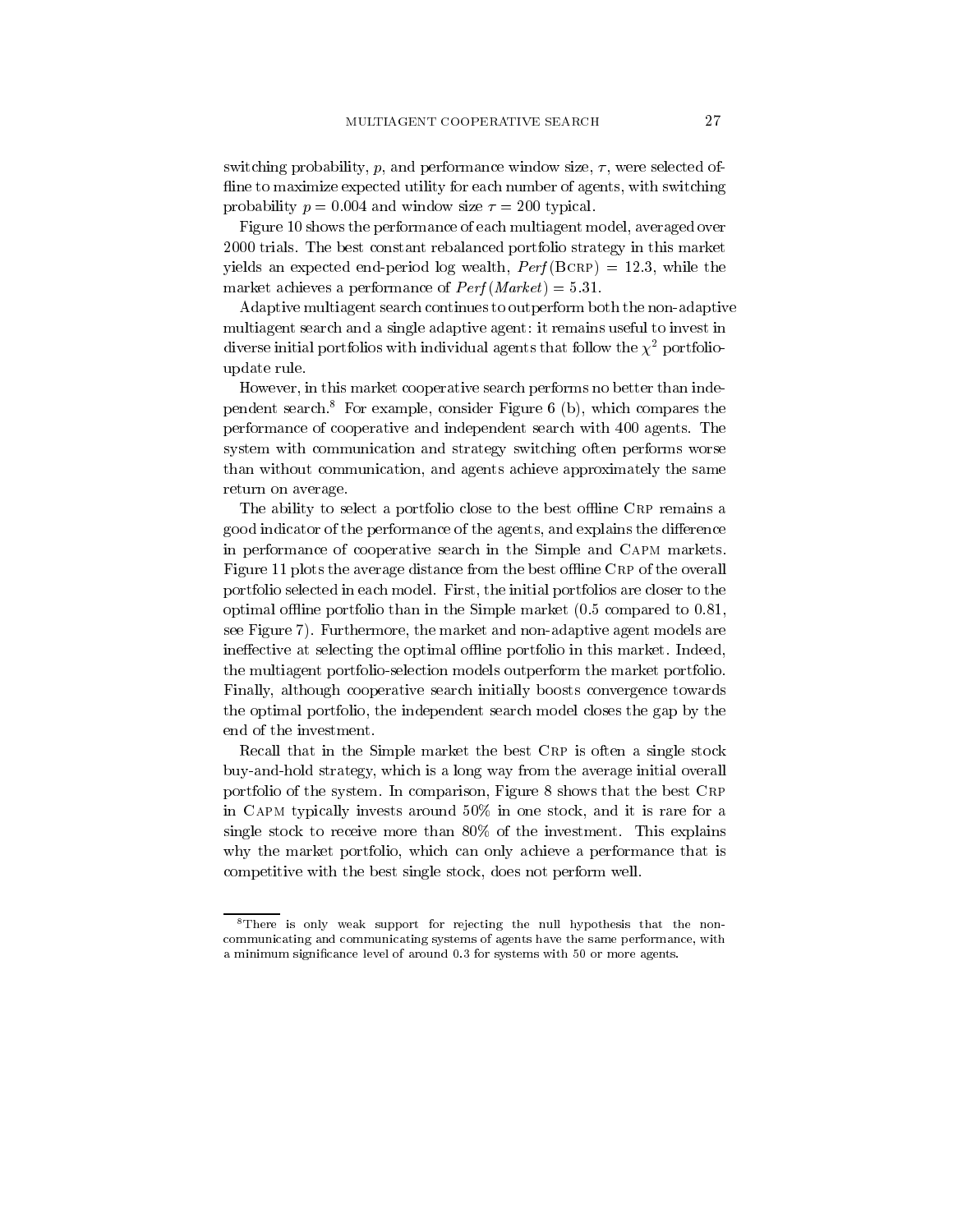switching probability, $p$, and performance window size, $\tau$, were selected offline to maximize expected utility for each number of agents, with switching probability $p = 0.004$ and window size $\tau = 200$ typical.

Figure 10 shows the performance of each multiagent model, averaged over 2000 trials. The best constant rebalanced portfolio strategy in this market yields an expected end-period log wealth, $\mathit{Perf}(\text{BCRP}) = 12.3$, while the market achieves a performance of $\mathit{Perf}(\mathit{Market}) = 5.31$.

Adaptive multiagent search continues to outperform both the non-adaptive multiagent search and a single adaptive agent: it remains useful to invest in diverse initial portfolios with individual agents that follow the $\chi^2$ portfolio-update rule.

However, in this market cooperative search performs no better than independent search.[8] For example, consider Figure 6 (b), which compares the performance of cooperative and independent search with 400 agents. The system with communication and strategy switching often performs worse than without communication, and agents achieve approximately the same return on average.

The ability to select a portfolio close to the best offline CRP remains a good indicator of the performance of the agents, and explains the difference in performance of cooperative search in the Simple and CAPM markets. Figure 11 plots the average distance from the best offline CRP of the overall portfolio selected in each model. First, the initial portfolios are closer to the optimal offline portfolio than in the Simple market (0.5 compared to 0.81, see Figure 7). Furthermore, the market and non-adaptive agent models are ineffective at selecting the optimal offline portfolio in this market. Indeed, the multiagent portfolio-selection models outperform the market portfolio. Finally, although cooperative search initially boosts convergence towards the optimal portfolio, the independent search model closes the gap by the end of the investment.

Recall that in the Simple market the best CRP is often a single stock buy-and-hold strategy, which is a long way from the average initial overall portfolio of the system. In comparison, Figure 8 shows that the best CRP in CAPM typically invests around 50% in one stock, and it is rare for a single stock to receive more than 80% of the investment. This explains why the market portfolio, which can only achieve a performance that is competitive with the best single stock, does not perform well.

---

[8] There is only weak support for rejecting the null hypothesis that the non-communicating and communicating systems of agents have the same performance, with a minimum significance level of around 0.3 for systems with 50 or more agents.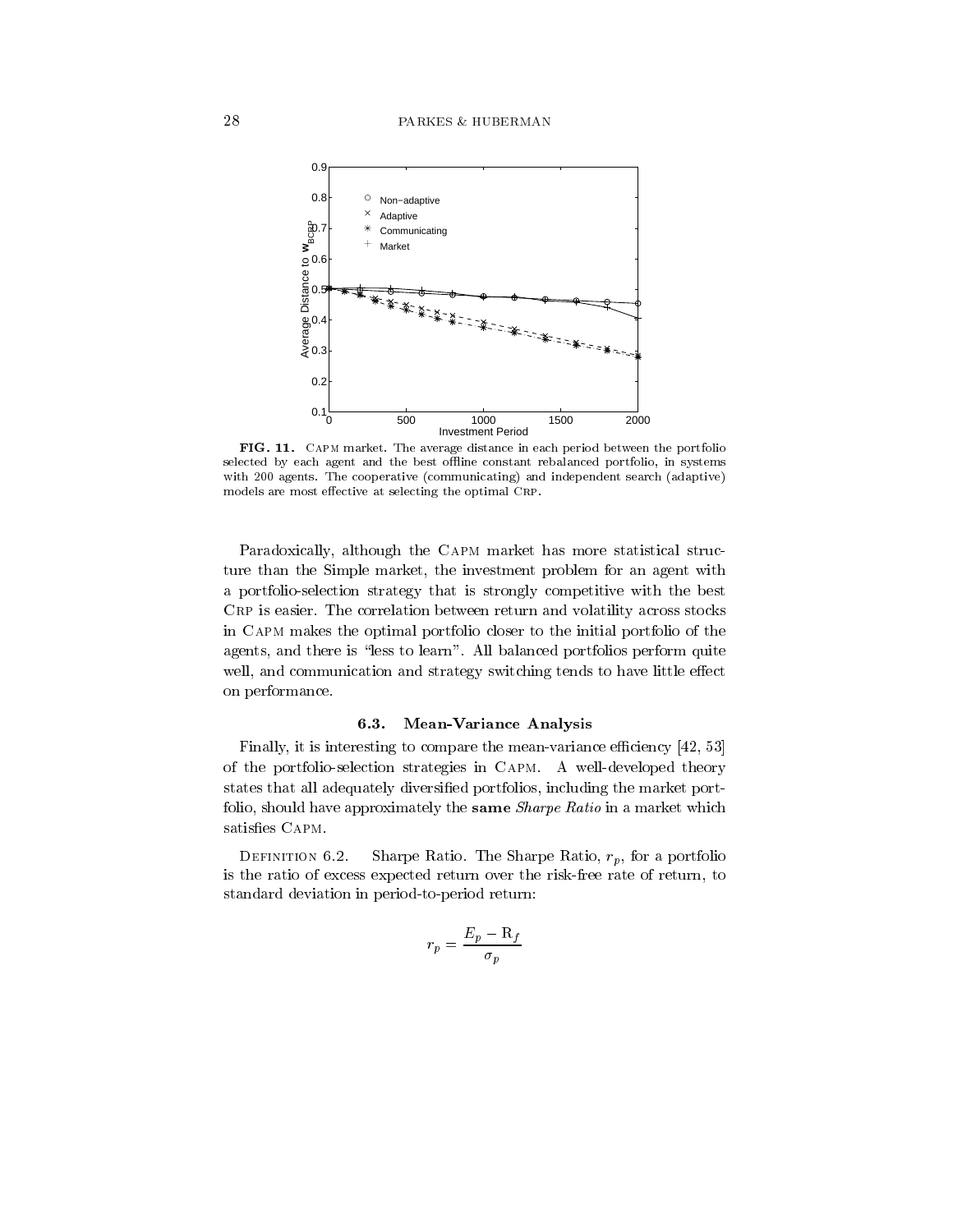**FIG. 11.** CAPM market. The average distance in each period between the portfolio selected by each agent and the best offline constant rebalanced portfolio, in systems with 200 agents. The cooperative (communicating) and independent search (adaptive) models are most effective at selecting the optimal CRP.

Paradoxically, although the CAPM market has more statistical structure than the Simple market, the investment problem for an agent with a portfolio-selection strategy that is strongly competitive with the best CRP is easier. The correlation between return and volatility across stocks in CAPM makes the optimal portfolio closer to the initial portfolio of the agents, and there is "less to learn". All balanced portfolios perform quite well, and communication and strategy switching tends to have little effect on performance.

### 6.3. Mean-Variance Analysis

Finally, it is interesting to compare the mean-variance efficiency [42, 53] of the portfolio-selection strategies in CAPM. A well-developed theory states that all adequately diversified portfolios, including the market portfolio, should have approximately the **same** *Sharpe Ratio* in a market which satisfies CAPM.

DEFINITION 6.2. Sharpe Ratio. The Sharpe Ratio, $r_p$, for a portfolio is the ratio of excess expected return over the risk-free rate of return, to standard deviation in period-to-period return:

$$r_p = \frac{E_p - \mathrm{R}_f}{\sigma_p}$$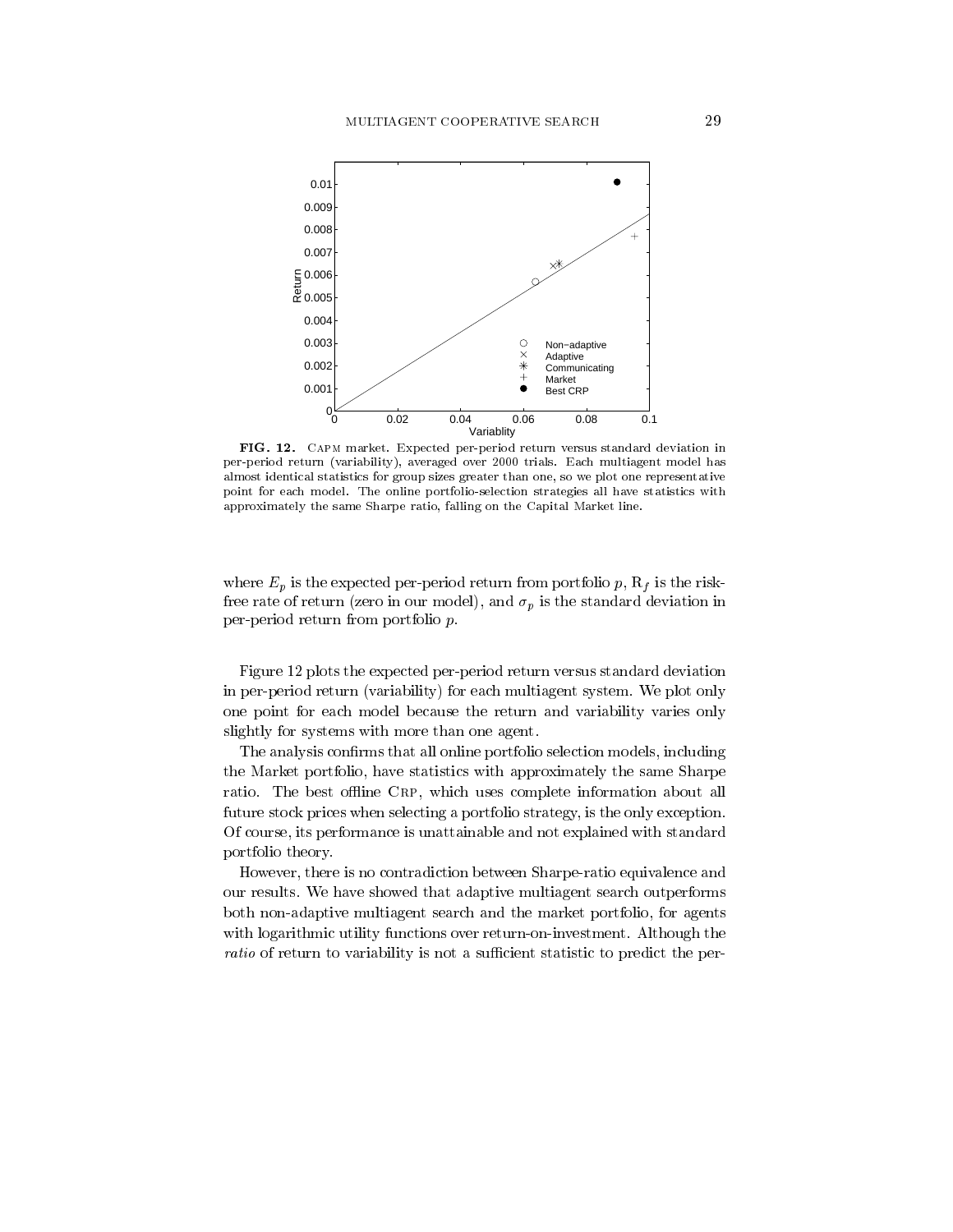**FIG. 12.** CAPM market. Expected per-period return versus standard deviation in per-period return (variability), averaged over 2000 trials. Each multiagent model has almost identical statistics for group sizes greater than one, so we plot one representative point for each model. The online portfolio-selection strategies all have statistics with approximately the same Sharpe ratio, falling on the Capital Market line.

where $E_p$ is the expected per-period return from portfolio $p$, $R_f$ is the risk-free rate of return (zero in our model), and $\sigma_p$ is the standard deviation in per-period return from portfolio $p$.

Figure 12 plots the expected per-period return versus standard deviation in per-period return (variability) for each multiagent system. We plot only one point for each model because the return and variability varies only slightly for systems with more than one agent.

The analysis confirms that all online portfolio selection models, including the Market portfolio, have statistics with approximately the same Sharpe ratio. The best offline CRP, which uses complete information about all future stock prices when selecting a portfolio strategy, is the only exception. Of course, its performance is unattainable and not explained with standard portfolio theory.

However, there is no contradiction between Sharpe-ratio equivalence and our results. We have showed that adaptive multiagent search outperforms both non-adaptive multiagent search and the market portfolio, for agents with logarithmic utility functions over return-on-investment. Although the *ratio* of return to variability is not a sufficient statistic to predict the per-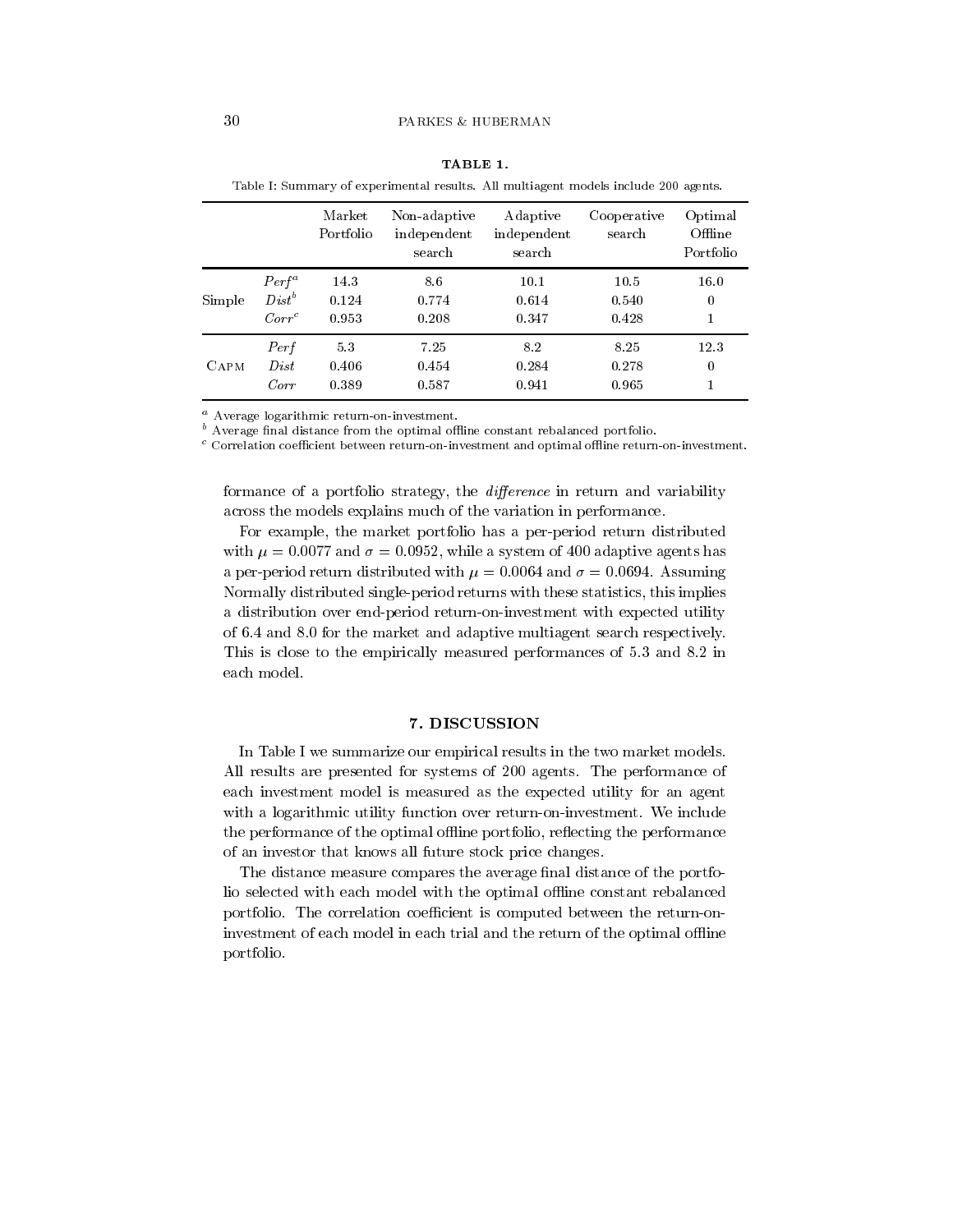**TABLE 1.**

Table I: Summary of experimental results. All multiagent models include 200 agents.

| | | Market Portfolio | Non-adaptive independent search | Adaptive independent search | Cooperative search | Optimal Offline Portfolio |
|---|---|---|---|---|---|---|
| Simple | $Perf^a$ | 14.3 | 8.6 | 10.1 | 10.5 | 16.0 |
| | $Dist^b$ | 0.124 | 0.774 | 0.614 | 0.540 | 0 |
| | $Corr^c$ | 0.953 | 0.208 | 0.347 | 0.428 | 1 |
| Capm | $Perf$ | 5.3 | 7.25 | 8.2 | 8.25 | 12.3 |
| | $Dist$ | 0.406 | 0.454 | 0.284 | 0.278 | 0 |
| | $Corr$ | 0.389 | 0.587 | 0.941 | 0.965 | 1 |

[a] Average logarithmic return-on-investment.
[b] Average final distance from the optimal offline constant rebalanced portfolio.
[c] Correlation coefficient between return-on-investment and optimal offline return-on-investment.

formance of a portfolio strategy, the *difference* in return and variability across the models explains much of the variation in performance.

For example, the market portfolio has a per-period return distributed with $\mu = 0.0077$ and $\sigma = 0.0952$, while a system of 400 adaptive agents has a per-period return distributed with $\mu = 0.0064$ and $\sigma = 0.0694$. Assuming Normally distributed single-period returns with these statistics, this implies a distribution over end-period return-on-investment with expected utility of 6.4 and 8.0 for the market and adaptive multiagent search respectively. This is close to the empirically measured performances of 5.3 and 8.2 in each model.

## 7. DISCUSSION

In Table I we summarize our empirical results in the two market models. All results are presented for systems of 200 agents. The performance of each investment model is measured as the expected utility for an agent with a logarithmic utility function over return-on-investment. We include the performance of the optimal offline portfolio, reflecting the performance of an investor that knows all future stock price changes.

The distance measure compares the average final distance of the portfolio selected with each model with the optimal offline constant rebalanced portfolio. The correlation coefficient is computed between the return-on-investment of each model in each trial and the return of the optimal offline portfolio.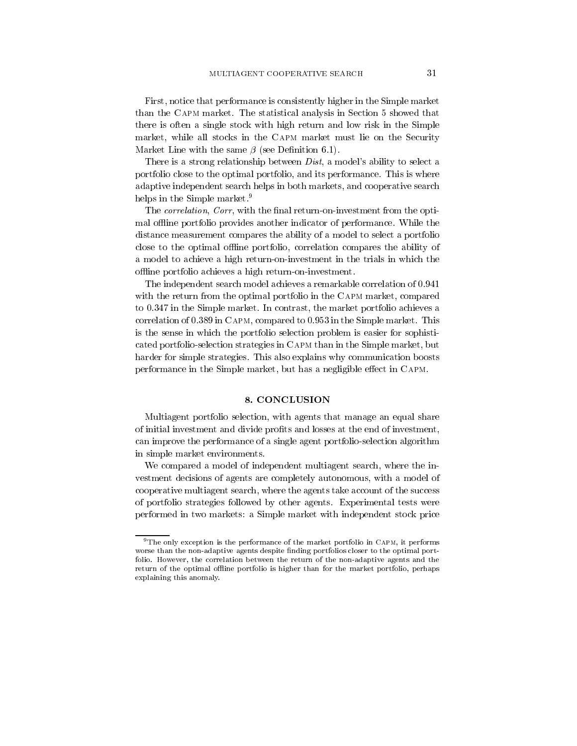First, notice that performance is consistently higher in the Simple market than the Capm market. The statistical analysis in Section 5 showed that there is often a single stock with high return and low risk in the Simple market, while all stocks in the Capm market must lie on the Security Market Line with the same $\beta$ (see Definition 6.1).

There is a strong relationship between *Dist*, a model's ability to select a portfolio close to the optimal portfolio, and its performance. This is where adaptive independent search helps in both markets, and cooperative search helps in the Simple market.[9]

The *correlation*, *Corr*, with the final return-on-investment from the optimal offline portfolio provides another indicator of performance. While the distance measurement compares the ability of a model to select a portfolio close to the optimal offline portfolio, correlation compares the ability of a model to achieve a high return-on-investment in the trials in which the offline portfolio achieves a high return-on-investment.

The independent search model achieves a remarkable correlation of 0.941 with the return from the optimal portfolio in the Capm market, compared to 0.347 in the Simple market. In contrast, the market portfolio achieves a correlation of 0.389 in Capm, compared to 0.953 in the Simple market. This is the sense in which the portfolio selection problem is easier for sophisticated portfolio-selection strategies in Capm than in the Simple market, but harder for simple strategies. This also explains why communication boosts performance in the Simple market, but has a negligible effect in Capm.

## 8. CONCLUSION

Multiagent portfolio selection, with agents that manage an equal share of initial investment and divide profits and losses at the end of investment, can improve the performance of a single agent portfolio-selection algorithm in simple market environments.

We compared a model of independent multiagent search, where the investment decisions of agents are completely autonomous, with a model of cooperative multiagent search, where the agents take account of the success of portfolio strategies followed by other agents. Experimental tests were performed in two markets: a Simple market with independent stock price

[9] The only exception is the performance of the market portfolio in Capm, it performs worse than the non-adaptive agents despite finding portfolios closer to the optimal portfolio. However, the correlation between the return of the non-adaptive agents and the return of the optimal offline portfolio is higher than for the market portfolio, perhaps explaining this anomaly.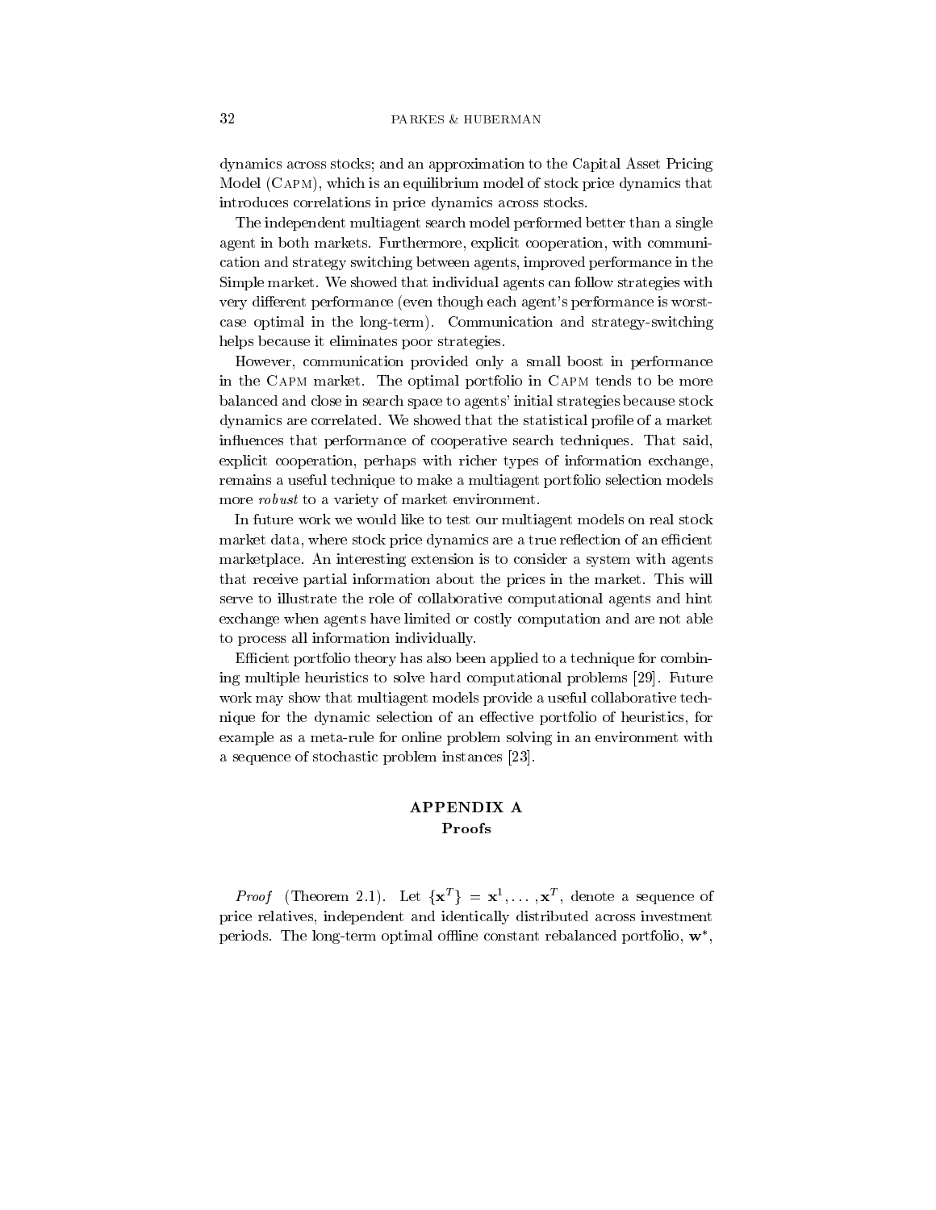dynamics across stocks; and an approximation to the Capital Asset Pricing Model (CAPM), which is an equilibrium model of stock price dynamics that introduces correlations in price dynamics across stocks.

The independent multiagent search model performed better than a single agent in both markets. Furthermore, explicit cooperation, with communication and strategy switching between agents, improved performance in the Simple market. We showed that individual agents can follow strategies with very different performance (even though each agent's performance is worst-case optimal in the long-term). Communication and strategy-switching helps because it eliminates poor strategies.

However, communication provided only a small boost in performance in the CAPM market. The optimal portfolio in CAPM tends to be more balanced and close in search space to agents' initial strategies because stock dynamics are correlated. We showed that the statistical profile of a market influences that performance of cooperative search techniques. That said, explicit cooperation, perhaps with richer types of information exchange, remains a useful technique to make a multiagent portfolio selection models more *robust* to a variety of market environment.

In future work we would like to test our multiagent models on real stock market data, where stock price dynamics are a true reflection of an efficient marketplace. An interesting extension is to consider a system with agents that receive partial information about the prices in the market. This will serve to illustrate the role of collaborative computational agents and hint exchange when agents have limited or costly computation and are not able to process all information individually.

Efficient portfolio theory has also been applied to a technique for combining multiple heuristics to solve hard computational problems [29]. Future work may show that multiagent models provide a useful collaborative technique for the dynamic selection of an effective portfolio of heuristics, for example as a meta-rule for online problem solving in an environment with a sequence of stochastic problem instances [23].

## APPENDIX A
### Proofs

*Proof* (Theorem 2.1). Let $\{\mathbf{x}^T\} = \mathbf{x}^1, \ldots, \mathbf{x}^T$, denote a sequence of price relatives, independent and identically distributed across investment periods. The long-term optimal offline constant rebalanced portfolio, $\mathbf{w}^*$,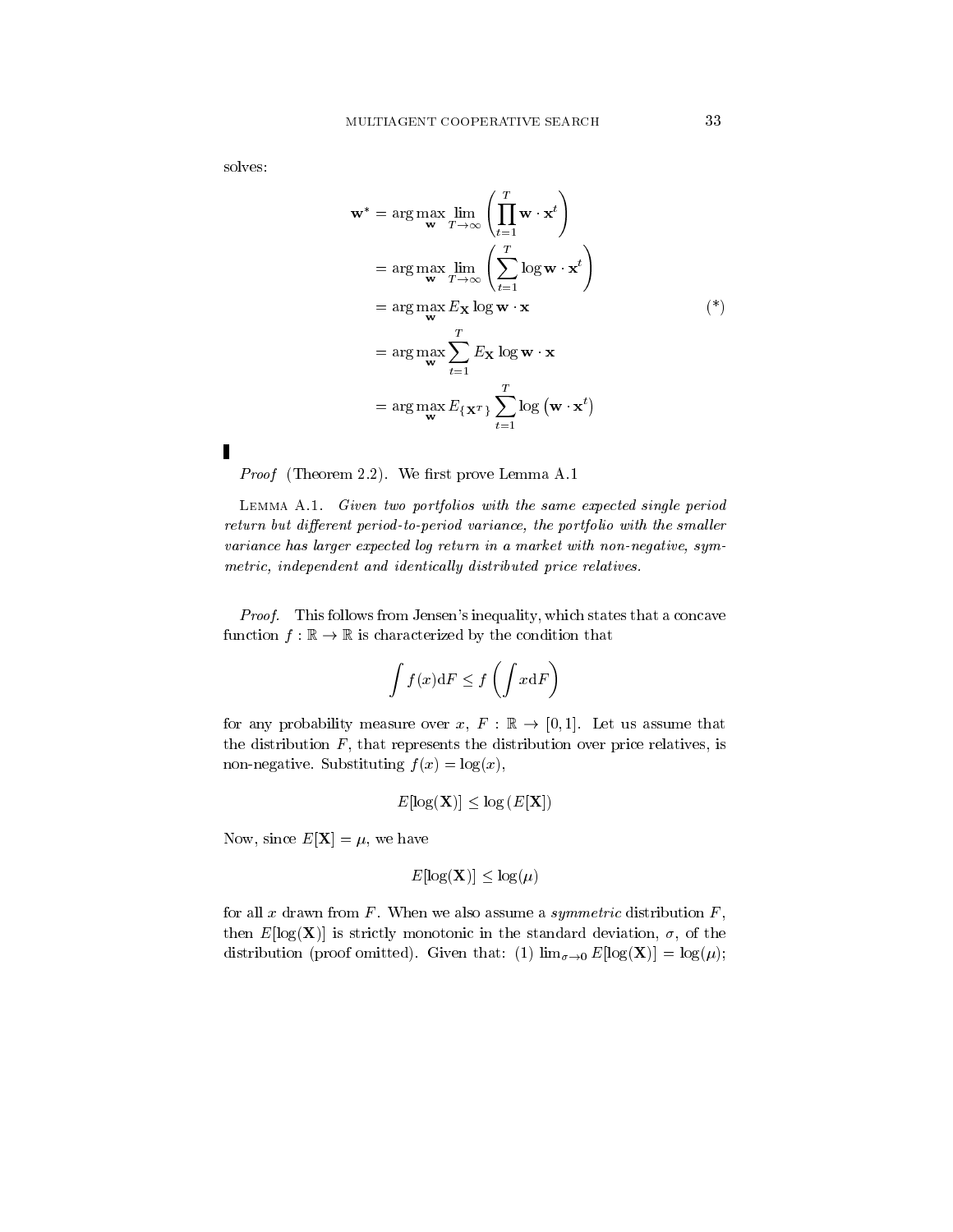solves:

$$
\begin{aligned}
\mathbf{w}^* &= \arg\max_{\mathbf{w}} \lim_{T\to\infty} \left( \prod_{t=1}^{T} \mathbf{w}\cdot\mathbf{x}^t \right) \\
&= \arg\max_{\mathbf{w}} \lim_{T\to\infty} \left( \sum_{t=1}^{T} \log \mathbf{w}\cdot\mathbf{x}^t \right) \\
&= \arg\max_{\mathbf{w}} E_{\mathbf{X}} \log \mathbf{w}\cdot\mathbf{x} \qquad (*) \\
&= \arg\max_{\mathbf{w}} \sum_{t=1}^{T} E_{\mathbf{X}} \log \mathbf{w}\cdot\mathbf{x} \\
&= \arg\max_{\mathbf{w}} E_{\{\mathbf{X}^T\}} \sum_{t=1}^{T} \log\left(\mathbf{w}\cdot\mathbf{x}^t\right)
\end{aligned}
$$

∎

*Proof* (Theorem 2.2). We first prove Lemma A.1

LEMMA A.1. *Given two portfolios with the same expected single period return but different period-to-period variance, the portfolio with the smaller variance has larger expected log return in a market with non-negative, symmetric, independent and identically distributed price relatives.*

*Proof.* This follows from Jensen's inequality, which states that a concave function $f : \mathbb{R} \to \mathbb{R}$ is characterized by the condition that

$$
\int f(x)\mathrm{d}F \le f\left(\int x\mathrm{d}F\right)
$$

for any probability measure over $x$, $F : \mathbb{R} \to [0,1]$. Let us assume that the distribution $F$, that represents the distribution over price relatives, is non-negative. Substituting $f(x) = \log(x)$,

$$
E[\log(\mathbf{X})] \le \log\left(E[\mathbf{X}]\right)
$$

Now, since $E[\mathbf{X}] = \mu$, we have

$$
E[\log(\mathbf{X})] \le \log(\mu)
$$

for all $x$ drawn from $F$. When we also assume a *symmetric* distribution $F$, then $E[\log(\mathbf{X})]$ is strictly monotonic in the standard deviation, $\sigma$, of the distribution (proof omitted). Given that: (1) $\lim_{\sigma\to 0} E[\log(\mathbf{X})] = \log(\mu)$;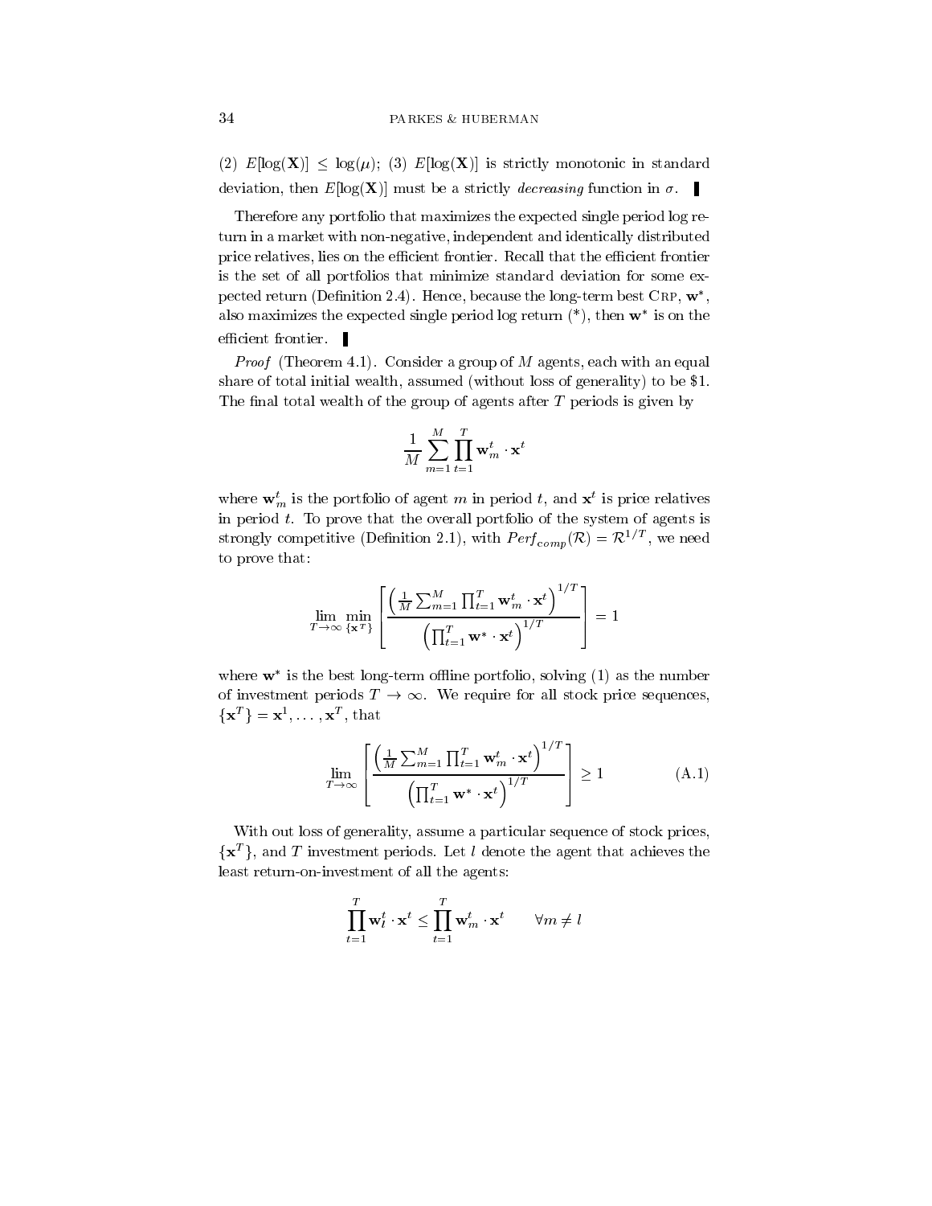(2) $E[\log(\mathbf{X})] \leq \log(\mu)$; (3) $E[\log(\mathbf{X})]$ is strictly monotonic in standard deviation, then $E[\log(\mathbf{X})]$ must be a strictly *decreasing* function in $\sigma$. ▌

Therefore any portfolio that maximizes the expected single period log return in a market with non-negative, independent and identically distributed price relatives, lies on the efficient frontier. Recall that the efficient frontier is the set of all portfolios that minimize standard deviation for some expected return (Definition 2.4). Hence, because the long-term best CRP, $\mathbf{w}^*$, also maximizes the expected single period log return (\*), then $\mathbf{w}^*$ is on the efficient frontier. ▌

*Proof* (Theorem 4.1). Consider a group of $M$ agents, each with an equal share of total initial wealth, assumed (without loss of generality) to be \$1. The final total wealth of the group of agents after $T$ periods is given by

$$\frac{1}{M} \sum_{m=1}^{M} \prod_{t=1}^{T} \mathbf{w}_m^t \cdot \mathbf{x}^t$$

where $\mathbf{w}_m^t$ is the portfolio of agent $m$ in period $t$, and $\mathbf{x}^t$ is price relatives in period $t$. To prove that the overall portfolio of the system of agents is strongly competitive (Definition 2.1), with $Perf_{comp}(\mathcal{R}) = \mathcal{R}^{1/T}$, we need to prove that:

$$\lim_{T \to \infty} \min_{\{\mathbf{x}^T\}} \left[ \frac{\left( \frac{1}{M} \sum_{m=1}^{M} \prod_{t=1}^{T} \mathbf{w}_m^t \cdot \mathbf{x}^t \right)^{1/T}}{\left( \prod_{t=1}^{T} \mathbf{w}^* \cdot \mathbf{x}^t \right)^{1/T}} \right] = 1$$

where $\mathbf{w}^*$ is the best long-term offline portfolio, solving (1) as the number of investment periods $T \to \infty$. We require for all stock price sequences, $\{\mathbf{x}^T\} = \mathbf{x}^1, \ldots, \mathbf{x}^T$, that

$$\lim_{T \to \infty} \left[ \frac{\left( \frac{1}{M} \sum_{m=1}^{M} \prod_{t=1}^{T} \mathbf{w}_m^t \cdot \mathbf{x}^t \right)^{1/T}}{\left( \prod_{t=1}^{T} \mathbf{w}^* \cdot \mathbf{x}^t \right)^{1/T}} \right] \geq 1 \tag{A.1}$$

With out loss of generality, assume a particular sequence of stock prices, $\{\mathbf{x}^T\}$, and $T$ investment periods. Let $l$ denote the agent that achieves the least return-on-investment of all the agents:

$$\prod_{t=1}^{T} \mathbf{w}_l^t \cdot \mathbf{x}^t \leq \prod_{t=1}^{T} \mathbf{w}_m^t \cdot \mathbf{x}^t \qquad \forall m \neq l$$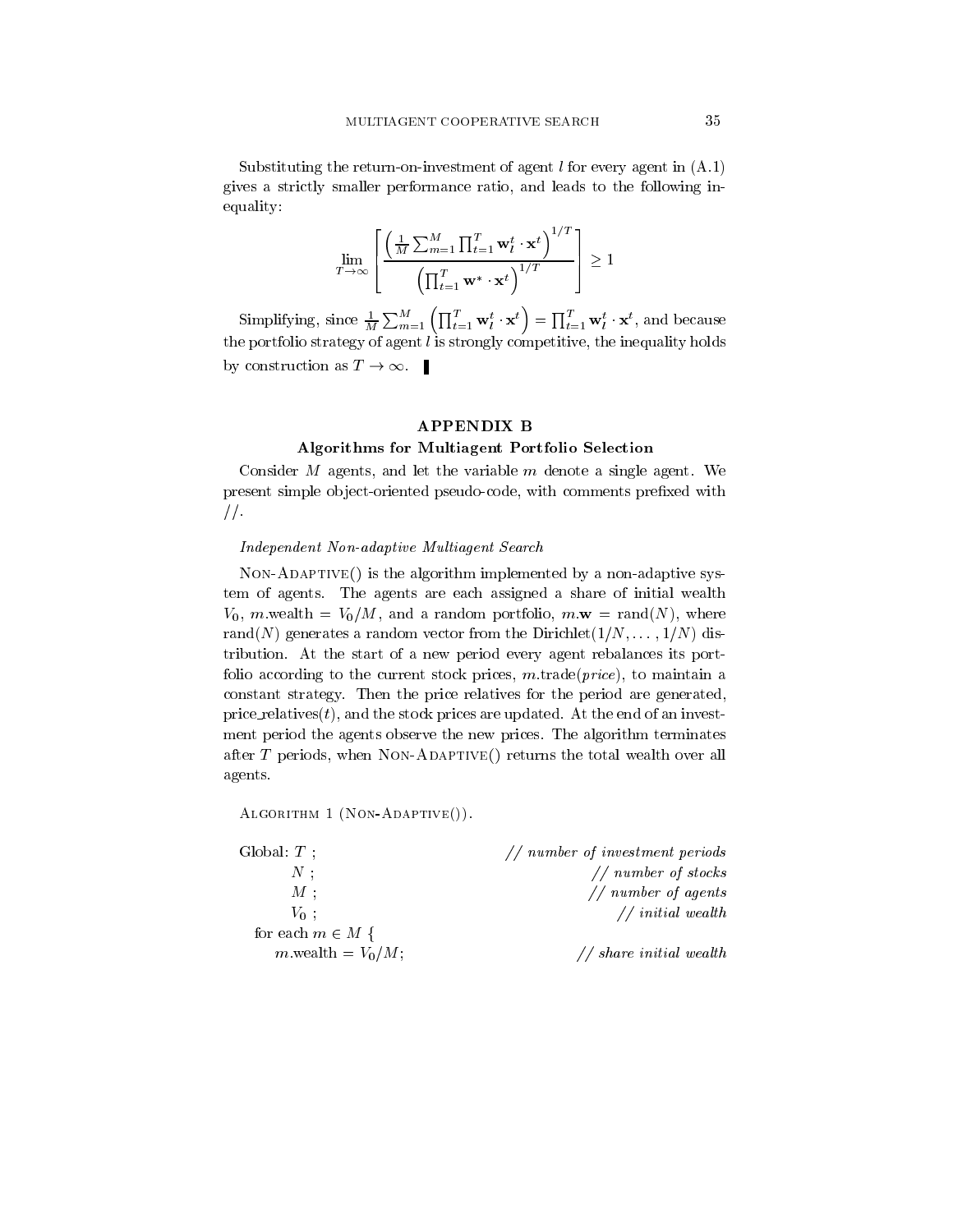Substituting the return-on-investment of agent $l$ for every agent in (A.1) gives a strictly smaller performance ratio, and leads to the following inequality:

$$\lim_{T\to\infty} \left[ \frac{\left(\frac{1}{M}\sum_{m=1}^{M}\prod_{t=1}^{T}\mathbf{w}_l^t \cdot \mathbf{x}^t\right)^{1/T}}{\left(\prod_{t=1}^{T}\mathbf{w}^* \cdot \mathbf{x}^t\right)^{1/T}} \right] \geq 1$$

Simplifying, since $\frac{1}{M}\sum_{m=1}^{M}\left(\prod_{t=1}^{T}\mathbf{w}_l^t \cdot \mathbf{x}^t\right) = \prod_{t=1}^{T}\mathbf{w}_l^t \cdot \mathbf{x}^t$, and because the portfolio strategy of agent $l$ is strongly competitive, the inequality holds by construction as $T \to \infty$. ∎

## APPENDIX B

### Algorithms for Multiagent Portfolio Selection

Consider $M$ agents, and let the variable $m$ denote a single agent. We present simple object-oriented pseudo-code, with comments prefixed with //.

*Independent Non-adaptive Multiagent Search*

Non-Adaptive() is the algorithm implemented by a non-adaptive system of agents. The agents are each assigned a share of initial wealth $V_0$, $m$.wealth $= V_0/M$, and a random portfolio, $m.\mathbf{w} = \text{rand}(N)$, where rand($N$) generates a random vector from the Dirichlet($1/N, \ldots, 1/N$) distribution. At the start of a new period every agent rebalances its portfolio according to the current stock prices, $m$.trade(*price*), to maintain a constant strategy. Then the price relatives for the period are generated, price_relatives($t$), and the stock prices are updated. At the end of an investment period the agents observe the new prices. The algorithm terminates after $T$ periods, when Non-Adaptive() returns the total wealth over all agents.

Algorithm 1 (Non-Adaptive()).

```
Global: T ;                              // number of investment periods
        N ;                              // number of stocks
        M ;                              // number of agents
        V0 ;                             // initial wealth
  for each m ∈ M {
     m.wealth = V0/M;                    // share initial wealth
```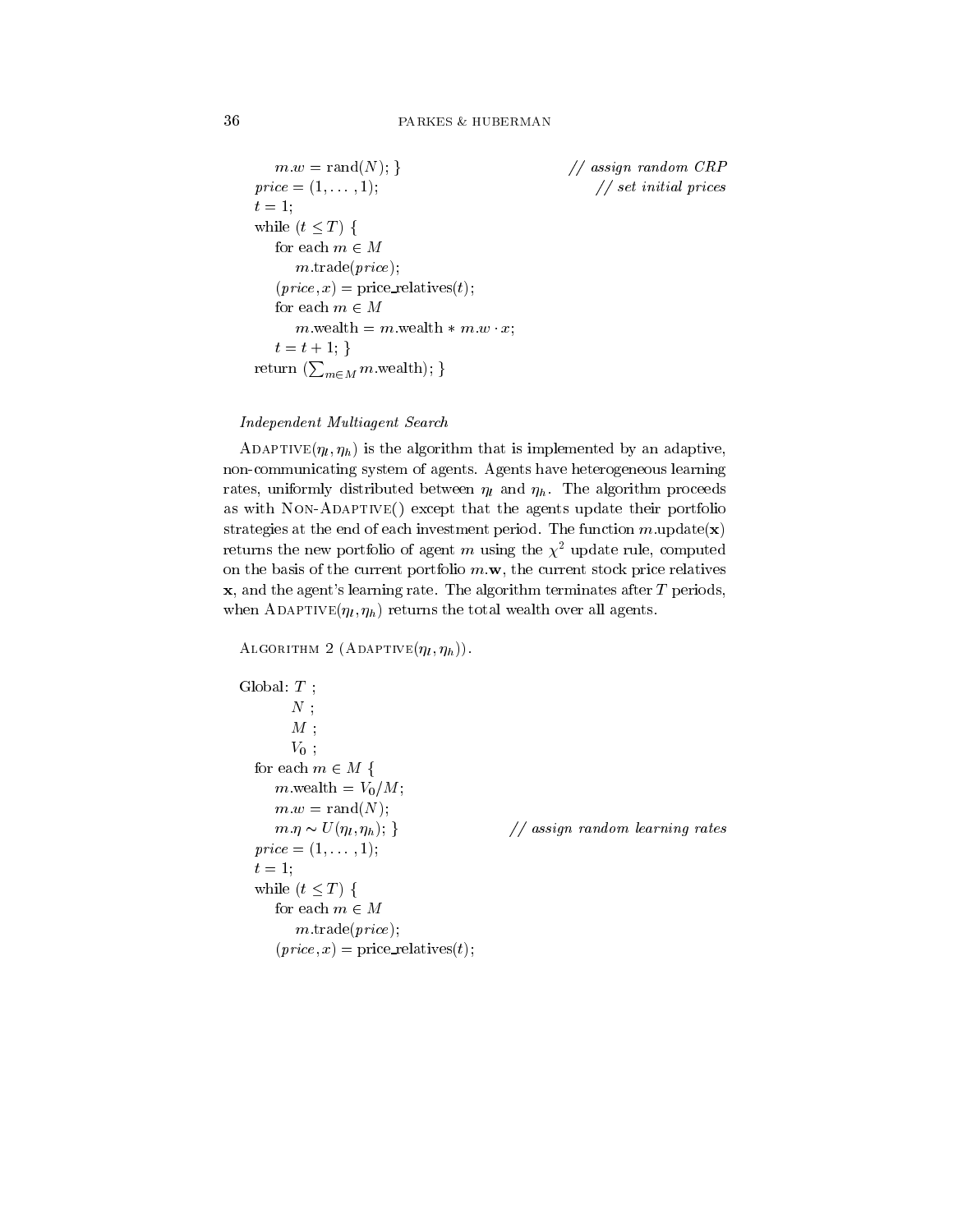```
        m.w = rand(N); }                          // assign random CRP
    price = (1, ... , 1);                          // set initial prices
    t = 1;
    while (t ≤ T) {
        for each m ∈ M
            m.trade(price);
        (price, x) = price_relatives(t);
        for each m ∈ M
            m.wealth = m.wealth * m.w · x;
        t = t + 1; }
    return (∑_{m∈M} m.wealth); }
```

*Independent Multiagent Search*

ADAPTIVE($\eta_l, \eta_h$) is the algorithm that is implemented by an adaptive, non-communicating system of agents. Agents have heterogeneous learning rates, uniformly distributed between $\eta_l$ and $\eta_h$. The algorithm proceeds as with NON-ADAPTIVE() except that the agents update their portfolio strategies at the end of each investment period. The function $m$.update($\mathbf{x}$) returns the new portfolio of agent $m$ using the $\chi^2$ update rule, computed on the basis of the current portfolio $m.\mathbf{w}$, the current stock price relatives $\mathbf{x}$, and the agent's learning rate. The algorithm terminates after $T$ periods, when ADAPTIVE($\eta_l, \eta_h$) returns the total wealth over all agents.

ALGORITHM 2 (ADAPTIVE($\eta_l, \eta_h$)).

```
Global: T ;
        N ;
        M ;
        V_0 ;
    for each m ∈ M {
        m.wealth = V_0/M;
        m.w = rand(N);
        m.η ~ U(η_l, η_h); }                 // assign random learning rates
    price = (1, ... , 1);
    t = 1;
    while (t ≤ T) {
        for each m ∈ M
            m.trade(price);
        (price, x) = price_relatives(t);
```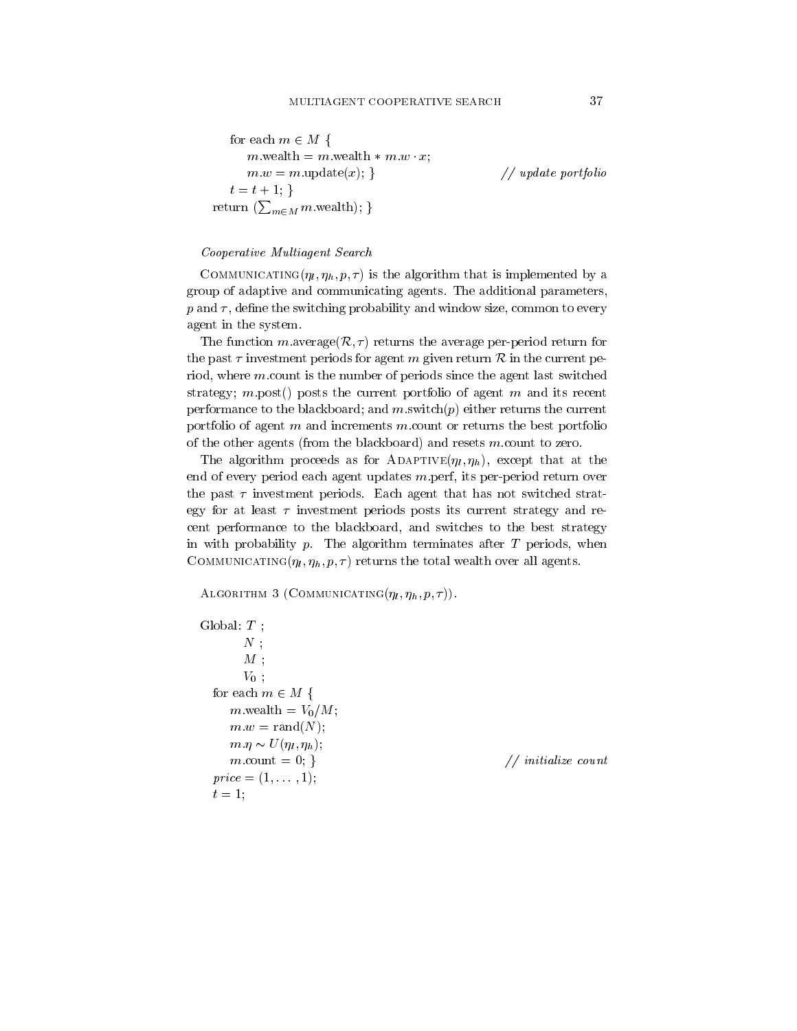```
      for each m ∈ M {
          m.wealth = m.wealth * m.w · x;
          m.w = m.update(x); }                          // update portfolio
      t = t + 1; }
  return (∑_{m∈M} m.wealth); }
```

*Cooperative Multiagent Search*

COMMUNICATING($\eta_l, \eta_h, p, \tau$) is the algorithm that is implemented by a group of adaptive and communicating agents. The additional parameters, $p$ and $\tau$, define the switching probability and window size, common to every agent in the system.

The function $m$.average($\mathcal{R}, \tau$) returns the average per-period return for the past $\tau$ investment periods for agent $m$ given return $\mathcal{R}$ in the current period, where $m$.count is the number of periods since the agent last switched strategy; $m$.post() posts the current portfolio of agent $m$ and its recent performance to the blackboard; and $m$.switch($p$) either returns the current portfolio of agent $m$ and increments $m$.count or returns the best portfolio of the other agents (from the blackboard) and resets $m$.count to zero.

The algorithm proceeds as for ADAPTIVE($\eta_l, \eta_h$), except that at the end of every period each agent updates $m$.perf, its per-period return over the past $\tau$ investment periods. Each agent that has not switched strategy for at least $\tau$ investment periods posts its current strategy and recent performance to the blackboard, and switches to the best strategy in with probability $p$. The algorithm terminates after $T$ periods, when COMMUNICATING($\eta_l, \eta_h, p, \tau$) returns the total wealth over all agents.

ALGORITHM 3 (COMMUNICATING($\eta_l, \eta_h, p, \tau$)).

```
Global: T ;
        N ;
        M ;
        V_0 ;
  for each m ∈ M {
      m.wealth = V_0/M;
      m.w = rand(N);
      m.η ~ U(η_l, η_h);
      m.count = 0; }                                    // initialize count
  price = (1, ... , 1);
  t = 1;
```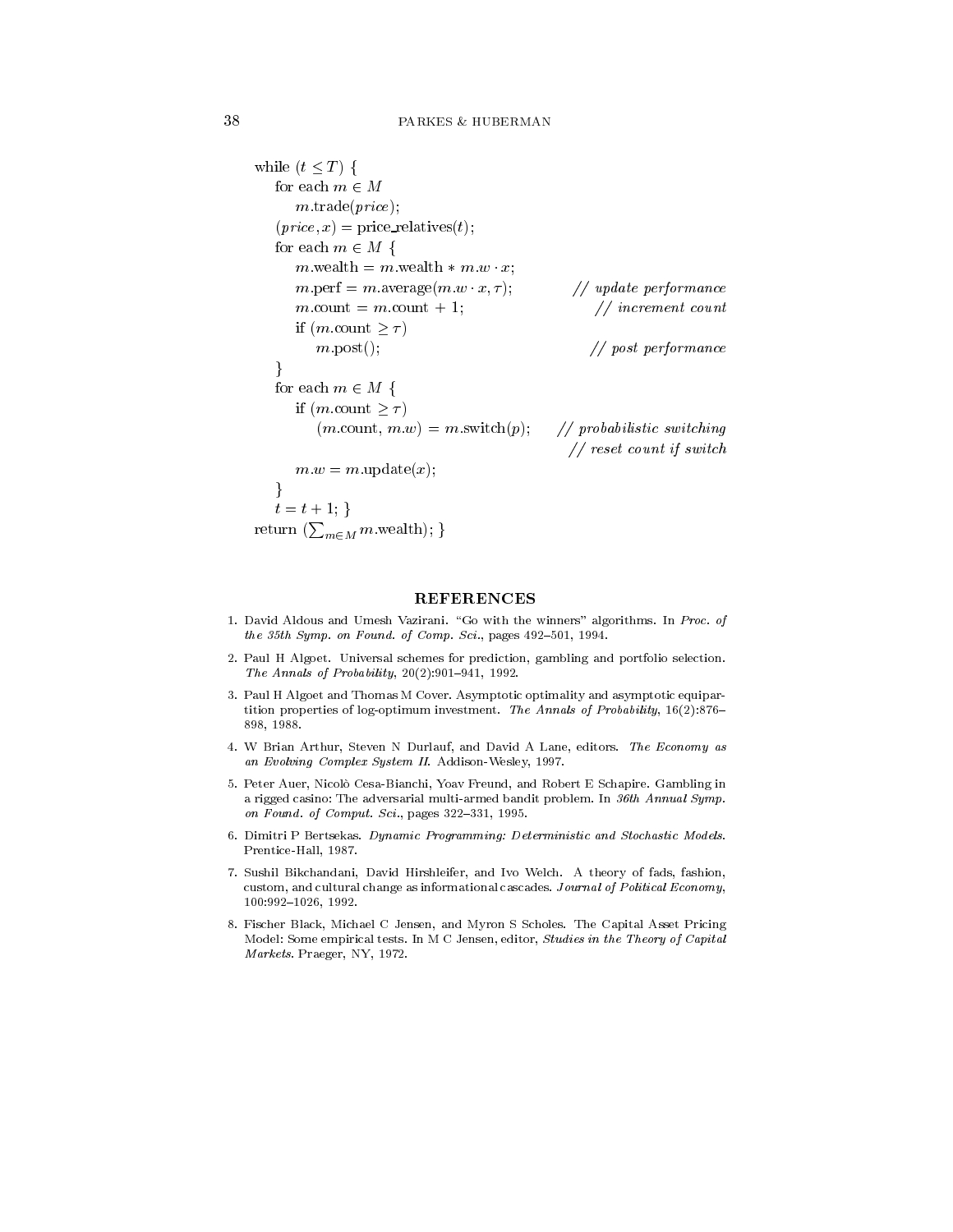```
while (t ≤ T) {
    for each m ∈ M
        m.trade(price);
    (price, x) = price_relatives(t);
    for each m ∈ M {
        m.wealth = m.wealth * m.w · x;
        m.perf = m.average(m.w · x, τ);            // update performance
        m.count = m.count + 1;                       // increment count
        if (m.count ≥ τ)
            m.post();                                // post performance
    }
    for each m ∈ M {
        if (m.count ≥ τ)
            (m.count, m.w) = m.switch(p);      // probabilistic switching
                                                     // reset count if switch
        m.w = m.update(x);
    }
    t = t + 1; }
return (∑_{m∈M} m.wealth); }
```

## REFERENCES

1. David Aldous and Umesh Vazirani. "Go with the winners" algorithms. In *Proc. of the 35th Symp. on Found. of Comp. Sci.*, pages 492–501, 1994.

2. Paul H Algoet. Universal schemes for prediction, gambling and portfolio selection. *The Annals of Probability*, 20(2):901–941, 1992.

3. Paul H Algoet and Thomas M Cover. Asymptotic optimality and asymptotic equipartition properties of log-optimum investment. *The Annals of Probability*, 16(2):876–898, 1988.

4. W Brian Arthur, Steven N Durlauf, and David A Lane, editors. *The Economy as an Evolving Complex System II*. Addison-Wesley, 1997.

5. Peter Auer, Nicolò Cesa-Bianchi, Yoav Freund, and Robert E Schapire. Gambling in a rigged casino: The adversarial multi-armed bandit problem. In *36th Annual Symp. on Found. of Comput. Sci.*, pages 322–331, 1995.

6. Dimitri P Bertsekas. *Dynamic Programming: Deterministic and Stochastic Models*. Prentice-Hall, 1987.

7. Sushil Bikchandani, David Hirshleifer, and Ivo Welch. A theory of fads, fashion, custom, and cultural change as informational cascades. *Journal of Political Economy*, 100:992–1026, 1992.

8. Fischer Black, Michael C Jensen, and Myron S Scholes. The Capital Asset Pricing Model: Some empirical tests. In M C Jensen, editor, *Studies in the Theory of Capital Markets*. Praeger, NY, 1972.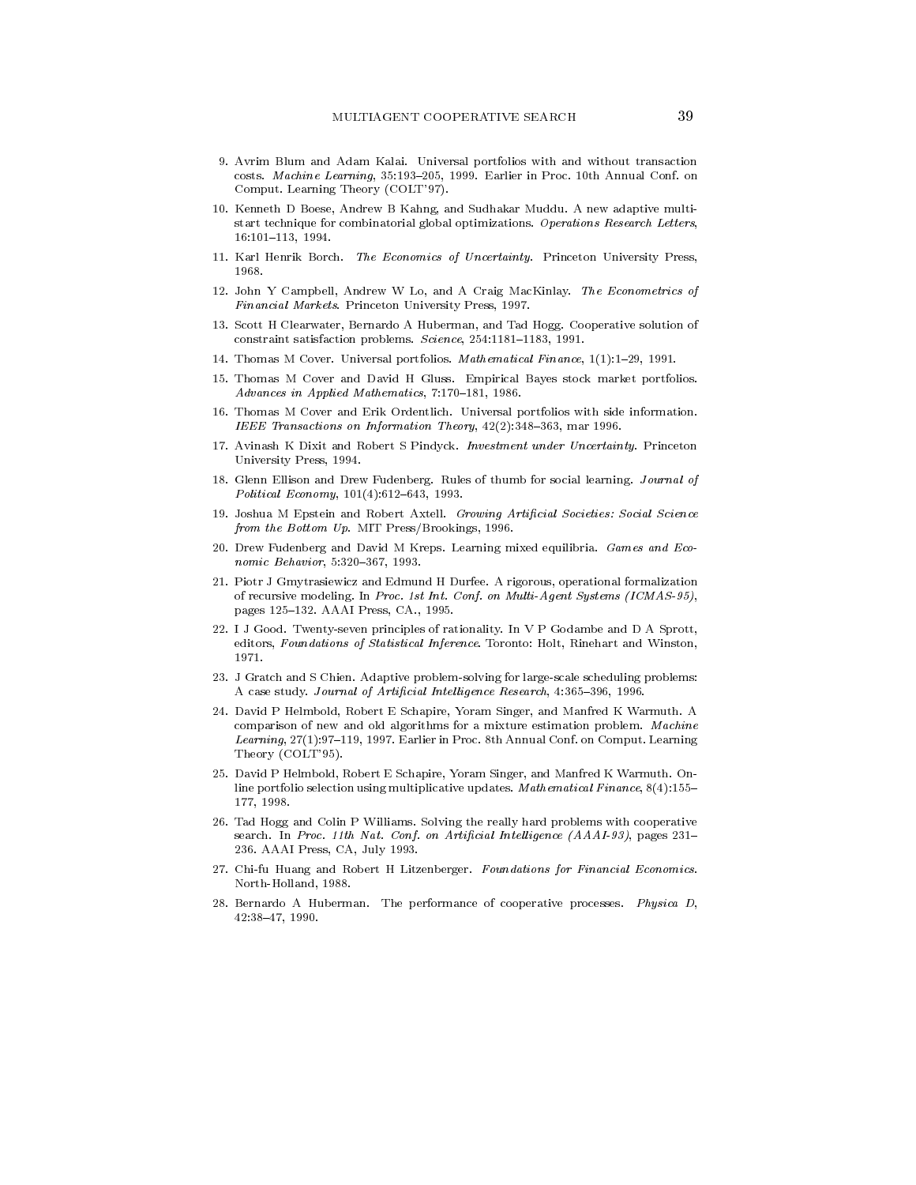9. Avrim Blum and Adam Kalai. Universal portfolios with and without transaction costs. *Machine Learning*, 35:193–205, 1999. Earlier in Proc. 10th Annual Conf. on Comput. Learning Theory (COLT'97).

10. Kenneth D Boese, Andrew B Kahng, and Sudhakar Muddu. A new adaptive multi-start technique for combinatorial global optimizations. *Operations Research Letters*, 16:101–113, 1994.

11. Karl Henrik Borch. *The Economics of Uncertainty*. Princeton University Press, 1968.

12. John Y Campbell, Andrew W Lo, and A Craig MacKinlay. *The Econometrics of Financial Markets*. Princeton University Press, 1997.

13. Scott H Clearwater, Bernardo A Huberman, and Tad Hogg. Cooperative solution of constraint satisfaction problems. *Science*, 254:1181–1183, 1991.

14. Thomas M Cover. Universal portfolios. *Mathematical Finance*, 1(1):1–29, 1991.

15. Thomas M Cover and David H Gluss. Empirical Bayes stock market portfolios. *Advances in Applied Mathematics*, 7:170–181, 1986.

16. Thomas M Cover and Erik Ordentlich. Universal portfolios with side information. *IEEE Transactions on Information Theory*, 42(2):348–363, mar 1996.

17. Avinash K Dixit and Robert S Pindyck. *Investment under Uncertainty*. Princeton University Press, 1994.

18. Glenn Ellison and Drew Fudenberg. Rules of thumb for social learning. *Journal of Political Economy*, 101(4):612–643, 1993.

19. Joshua M Epstein and Robert Axtell. *Growing Artificial Societies: Social Science from the Bottom Up*. MIT Press/Brookings, 1996.

20. Drew Fudenberg and David M Kreps. Learning mixed equilibria. *Games and Economic Behavior*, 5:320–367, 1993.

21. Piotr J Gmytrasiewicz and Edmund H Durfee. A rigorous, operational formalization of recursive modeling. In *Proc. 1st Int. Conf. on Multi-Agent Systems (ICMAS-95)*, pages 125–132. AAAI Press, CA., 1995.

22. I J Good. Twenty-seven principles of rationality. In V P Godambe and D A Sprott, editors, *Foundations of Statistical Inference*. Toronto: Holt, Rinehart and Winston, 1971.

23. J Gratch and S Chien. Adaptive problem-solving for large-scale scheduling problems: A case study. *Journal of Artificial Intelligence Research*, 4:365–396, 1996.

24. David P Helmbold, Robert E Schapire, Yoram Singer, and Manfred K Warmuth. A comparison of new and old algorithms for a mixture estimation problem. *Machine Learning*, 27(1):97–119, 1997. Earlier in Proc. 8th Annual Conf. on Comput. Learning Theory (COLT'95).

25. David P Helmbold, Robert E Schapire, Yoram Singer, and Manfred K Warmuth. On-line portfolio selection using multiplicative updates. *Mathematical Finance*, 8(4):155–177, 1998.

26. Tad Hogg and Colin P Williams. Solving the really hard problems with cooperative search. In *Proc. 11th Nat. Conf. on Artificial Intelligence (AAAI-93)*, pages 231–236. AAAI Press, CA, July 1993.

27. Chi-fu Huang and Robert H Litzenberger. *Foundations for Financial Economics*. North-Holland, 1988.

28. Bernardo A Huberman. The performance of cooperative processes. *Physica D*, 42:38–47, 1990.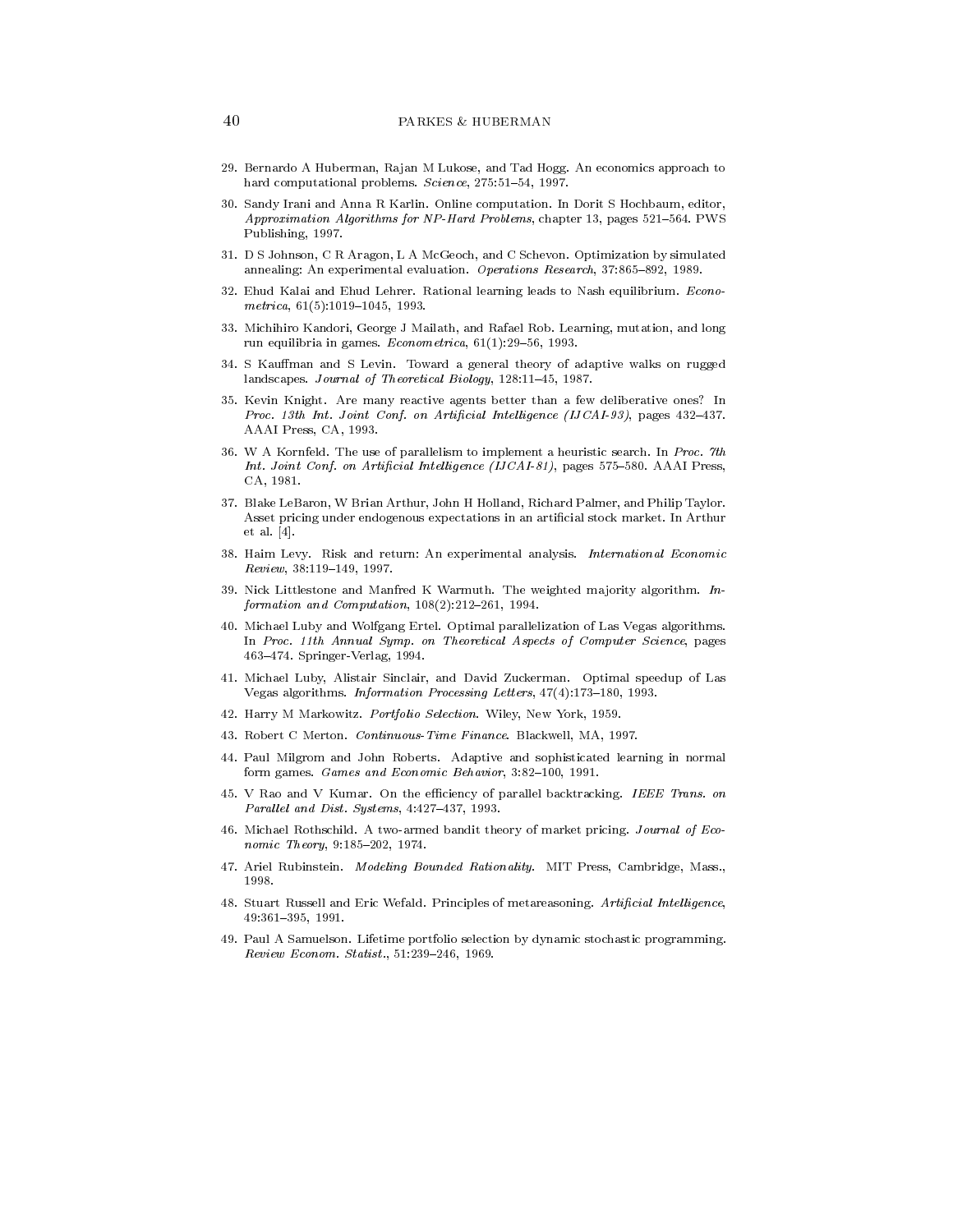29. Bernardo A Huberman, Rajan M Lukose, and Tad Hogg. An economics approach to hard computational problems. *Science*, 275:51–54, 1997.

30. Sandy Irani and Anna R Karlin. Online computation. In Dorit S Hochbaum, editor, *Approximation Algorithms for NP-Hard Problems*, chapter 13, pages 521–564. PWS Publishing, 1997.

31. D S Johnson, C R Aragon, L A McGeoch, and C Schevon. Optimization by simulated annealing: An experimental evaluation. *Operations Research*, 37:865–892, 1989.

32. Ehud Kalai and Ehud Lehrer. Rational learning leads to Nash equilibrium. *Econometrica*, 61(5):1019–1045, 1993.

33. Michihiro Kandori, George J Mailath, and Rafael Rob. Learning, mutation, and long run equilibria in games. *Econometrica*, 61(1):29–56, 1993.

34. S Kauffman and S Levin. Toward a general theory of adaptive walks on rugged landscapes. *Journal of Theoretical Biology*, 128:11–45, 1987.

35. Kevin Knight. Are many reactive agents better than a few deliberative ones? In *Proc. 13th Int. Joint Conf. on Artificial Intelligence (IJCAI-93)*, pages 432–437. AAAI Press, CA, 1993.

36. W A Kornfeld. The use of parallelism to implement a heuristic search. In *Proc. 7th Int. Joint Conf. on Artificial Intelligence (IJCAI-81)*, pages 575–580. AAAI Press, CA, 1981.

37. Blake LeBaron, W Brian Arthur, John H Holland, Richard Palmer, and Philip Taylor. Asset pricing under endogenous expectations in an artificial stock market. In Arthur et al. [4].

38. Haim Levy. Risk and return: An experimental analysis. *International Economic Review*, 38:119–149, 1997.

39. Nick Littlestone and Manfred K Warmuth. The weighted majority algorithm. *Information and Computation*, 108(2):212–261, 1994.

40. Michael Luby and Wolfgang Ertel. Optimal parallelization of Las Vegas algorithms. In *Proc. 11th Annual Symp. on Theoretical Aspects of Computer Science*, pages 463–474. Springer-Verlag, 1994.

41. Michael Luby, Alistair Sinclair, and David Zuckerman. Optimal speedup of Las Vegas algorithms. *Information Processing Letters*, 47(4):173–180, 1993.

42. Harry M Markowitz. *Portfolio Selection*. Wiley, New York, 1959.

43. Robert C Merton. *Continuous-Time Finance*. Blackwell, MA, 1997.

44. Paul Milgrom and John Roberts. Adaptive and sophisticated learning in normal form games. *Games and Economic Behavior*, 3:82–100, 1991.

45. V Rao and V Kumar. On the efficiency of parallel backtracking. *IEEE Trans. on Parallel and Dist. Systems*, 4:427–437, 1993.

46. Michael Rothschild. A two-armed bandit theory of market pricing. *Journal of Economic Theory*, 9:185–202, 1974.

47. Ariel Rubinstein. *Modeling Bounded Rationality*. MIT Press, Cambridge, Mass., 1998.

48. Stuart Russell and Eric Wefald. Principles of metareasoning. *Artificial Intelligence*, 49:361–395, 1991.

49. Paul A Samuelson. Lifetime portfolio selection by dynamic stochastic programming. *Review Econom. Statist.*, 51:239–246, 1969.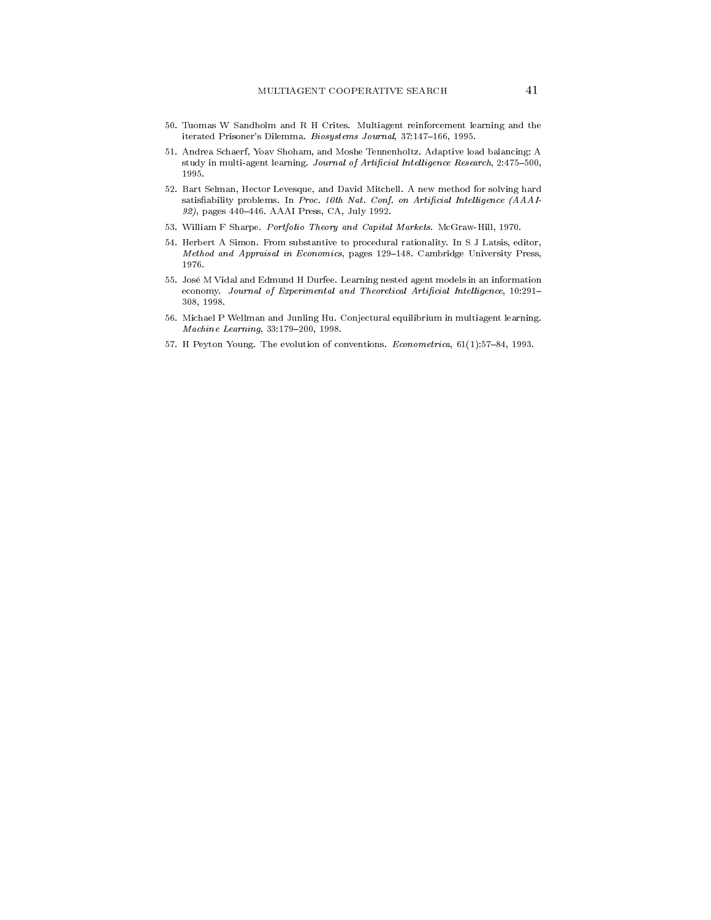50. Tuomas W Sandholm and R H Crites. Multiagent reinforcement learning and the iterated Prisoner's Dilemma. *Biosystems Journal*, 37:147–166, 1995.

51. Andrea Schaerf, Yoav Shoham, and Moshe Tennenholtz. Adaptive load balancing: A study in multi-agent learning. *Journal of Artificial Intelligence Research*, 2:475–500, 1995.

52. Bart Selman, Hector Levesque, and David Mitchell. A new method for solving hard satisfiability problems. In *Proc. 10th Nat. Conf. on Artificial Intelligence (AAAI-92)*, pages 440–446. AAAI Press, CA, July 1992.

53. William F Sharpe. *Portfolio Theory and Capital Markets*. McGraw-Hill, 1970.

54. Herbert A Simon. From substantive to procedural rationality. In S J Latsis, editor, *Method and Appraisal in Economics*, pages 129–148. Cambridge University Press, 1976.

55. José M Vidal and Edmund H Durfee. Learning nested agent models in an information economy. *Journal of Experimental and Theoretical Artificial Intelligence*, 10:291–308, 1998.

56. Michael P Wellman and Junling Hu. Conjectural equilibrium in multiagent learning. *Machine Learning*, 33:179–200, 1998.

57. H Peyton Young. The evolution of conventions. *Econometrica*, 61(1):57–84, 1993.